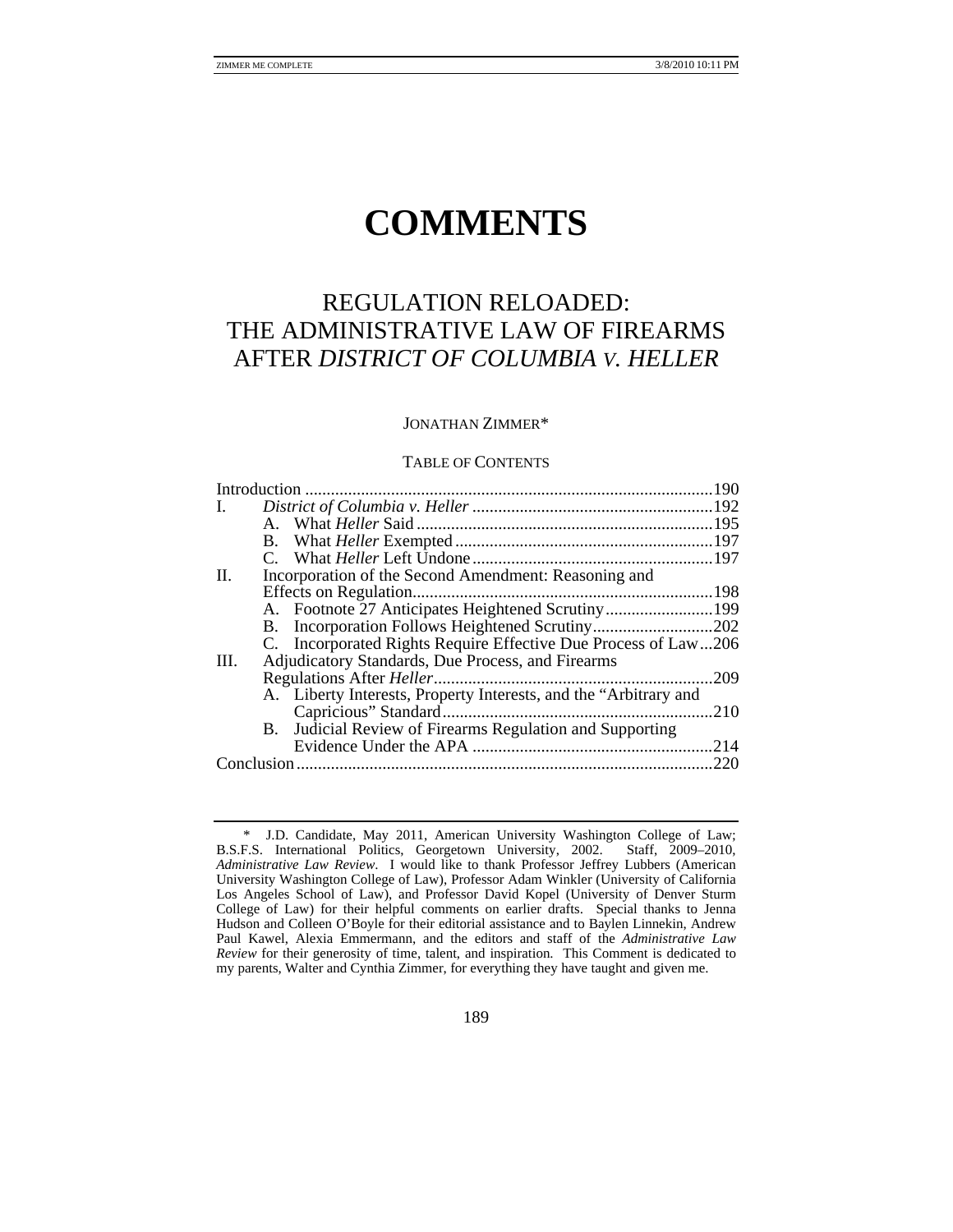# COMMENTS

## REGULATION RELOADED: THE ADMINISTRATIVE LAW OF FIREARMS AFTER *DISTRICT OF COLUMBIA V. HELLER*

JONATHAN ZIMMER*

TABLE OF CONTENTS

| | | |
|---|---|---|
| Introduction | | 190 |
| I. | *District of Columbia v. Heller* | 192 |
| | A. What *Heller* Said | 195 |
| | B. What *Heller* Exempted | 197 |
| | C. What *Heller* Left Undone | 197 |
| II. | Incorporation of the Second Amendment: Reasoning and Effects on Regulation | 198 |
| | A. Footnote 27 Anticipates Heightened Scrutiny | 199 |
| | B. Incorporation Follows Heightened Scrutiny | 202 |
| | C. Incorporated Rights Require Effective Due Process of Law | 206 |
| III. | Adjudicatory Standards, Due Process, and Firearms Regulations After *Heller* | 209 |
| | A. Liberty Interests, Property Interests, and the "Arbitrary and Capricious" Standard | 210 |
| | B. Judicial Review of Firearms Regulation and Supporting Evidence Under the APA | 214 |
| Conclusion | | 220 |

---

\* J.D. Candidate, May 2011, American University Washington College of Law; B.S.F.S. International Politics, Georgetown University, 2002. Staff, 2009–2010, *Administrative Law Review*. I would like to thank Professor Jeffrey Lubbers (American University Washington College of Law), Professor Adam Winkler (University of California Los Angeles School of Law), and Professor David Kopel (University of Denver Sturm College of Law) for their helpful comments on earlier drafts. Special thanks to Jenna Hudson and Colleen O'Boyle for their editorial assistance and to Baylen Linnekin, Andrew Paul Kawel, Alexia Emmermann, and the editors and staff of the *Administrative Law Review* for their generosity of time, talent, and inspiration. This Comment is dedicated to my parents, Walter and Cynthia Zimmer, for everything they have taught and given me.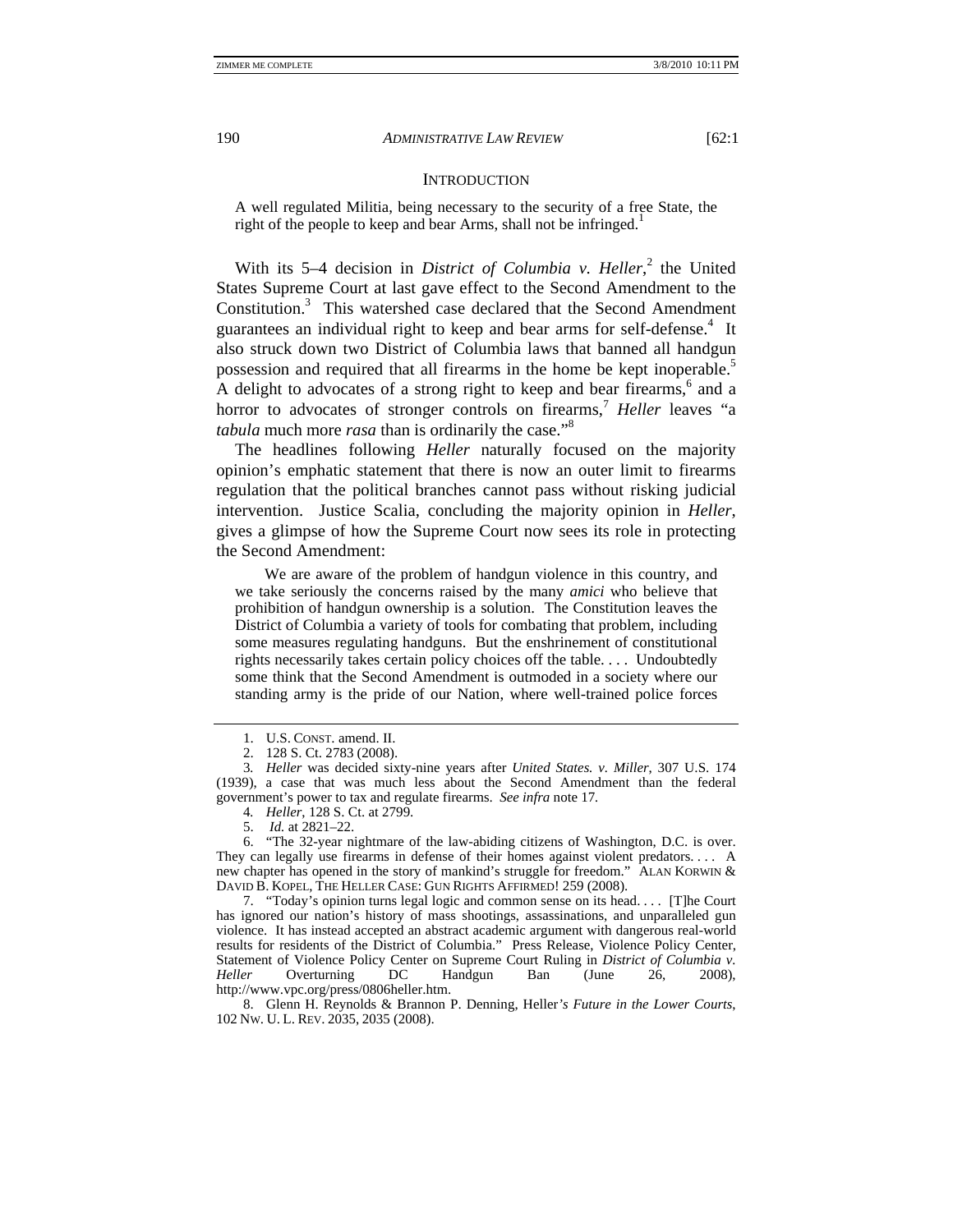## INTRODUCTION

> A well regulated Militia, being necessary to the security of a free State, the right of the people to keep and bear Arms, shall not be infringed.[1]

With its 5–4 decision in *District of Columbia v. Heller*,[2] the United States Supreme Court at last gave effect to the Second Amendment to the Constitution.[3] This watershed case declared that the Second Amendment guarantees an individual right to keep and bear arms for self-defense.[4] It also struck down two District of Columbia laws that banned all handgun possession and required that all firearms in the home be kept inoperable.[5] A delight to advocates of a strong right to keep and bear firearms,[6] and a horror to advocates of stronger controls on firearms,[7] *Heller* leaves "a *tabula* much more *rasa* than is ordinarily the case."[8]

The headlines following *Heller* naturally focused on the majority opinion's emphatic statement that there is now an outer limit to firearms regulation that the political branches cannot pass without risking judicial intervention. Justice Scalia, concluding the majority opinion in *Heller*, gives a glimpse of how the Supreme Court now sees its role in protecting the Second Amendment:

> We are aware of the problem of handgun violence in this country, and we take seriously the concerns raised by the many *amici* who believe that prohibition of handgun ownership is a solution. The Constitution leaves the District of Columbia a variety of tools for combating that problem, including some measures regulating handguns. But the enshrinement of constitutional rights necessarily takes certain policy choices off the table. . . . Undoubtedly some think that the Second Amendment is outmoded in a society where our standing army is the pride of our Nation, where well-trained police forces

---

1. U.S. CONST. amend. II.

2. 128 S. Ct. 2783 (2008).

3. *Heller* was decided sixty-nine years after *United States. v. Miller*, 307 U.S. 174 (1939), a case that was much less about the Second Amendment than the federal government's power to tax and regulate firearms. *See infra* note 17.

4. *Heller*, 128 S. Ct. at 2799.

5. *Id.* at 2821–22.

6. "The 32-year nightmare of the law-abiding citizens of Washington, D.C. is over. They can legally use firearms in defense of their homes against violent predators. . . . A new chapter has opened in the story of mankind's struggle for freedom." ALAN KORWIN & DAVID B. KOPEL, THE HELLER CASE: GUN RIGHTS AFFIRMED! 259 (2008).

7. "Today's opinion turns legal logic and common sense on its head. . . . [T]he Court has ignored our nation's history of mass shootings, assassinations, and unparalleled gun violence. It has instead accepted an abstract academic argument with dangerous real-world results for residents of the District of Columbia." Press Release, Violence Policy Center, Statement of Violence Policy Center on Supreme Court Ruling in *District of Columbia v. Heller* Overturning DC Handgun Ban (June 26, 2008), http://www.vpc.org/press/0806heller.htm.

8. Glenn H. Reynolds & Brannon P. Denning, Heller*'s Future in the Lower Courts*, 102 NW. U. L. REV. 2035, 2035 (2008).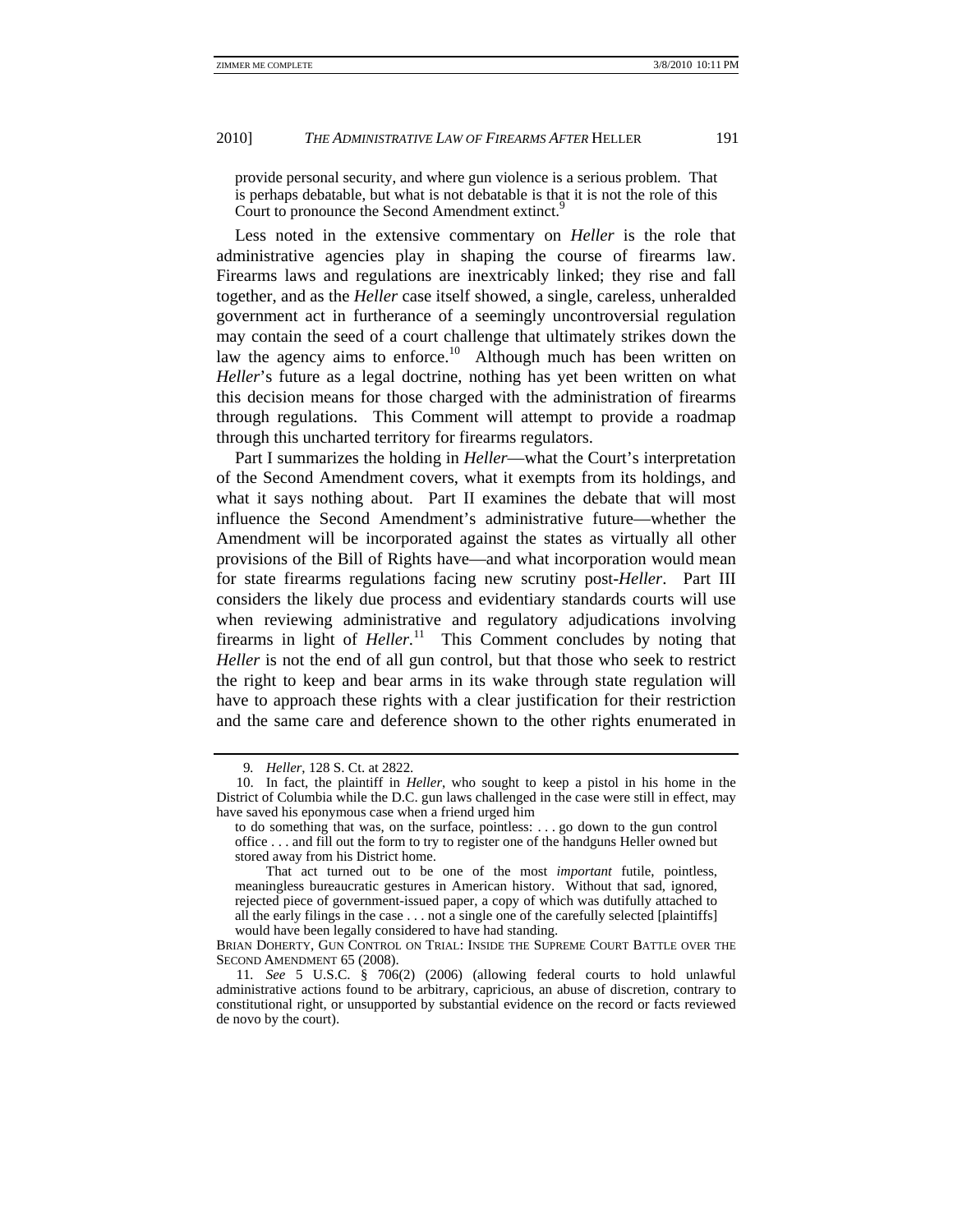provide personal security, and where gun violence is a serious problem. That is perhaps debatable, but what is not debatable is that it is not the role of this Court to pronounce the Second Amendment extinct.[9]

Less noted in the extensive commentary on *Heller* is the role that administrative agencies play in shaping the course of firearms law. Firearms laws and regulations are inextricably linked; they rise and fall together, and as the *Heller* case itself showed, a single, careless, unheralded government act in furtherance of a seemingly uncontroversial regulation may contain the seed of a court challenge that ultimately strikes down the law the agency aims to enforce.[10] Although much has been written on *Heller*'s future as a legal doctrine, nothing has yet been written on what this decision means for those charged with the administration of firearms through regulations. This Comment will attempt to provide a roadmap through this uncharted territory for firearms regulators.

Part I summarizes the holding in *Heller*—what the Court's interpretation of the Second Amendment covers, what it exempts from its holdings, and what it says nothing about. Part II examines the debate that will most influence the Second Amendment's administrative future—whether the Amendment will be incorporated against the states as virtually all other provisions of the Bill of Rights have—and what incorporation would mean for state firearms regulations facing new scrutiny post-*Heller*. Part III considers the likely due process and evidentiary standards courts will use when reviewing administrative and regulatory adjudications involving firearms in light of *Heller*.[11] This Comment concludes by noting that *Heller* is not the end of all gun control, but that those who seek to restrict the right to keep and bear arms in its wake through state regulation will have to approach these rights with a clear justification for their restriction and the same care and deference shown to the other rights enumerated in

---

9. *Heller*, 128 S. Ct. at 2822.

10. In fact, the plaintiff in *Heller*, who sought to keep a pistol in his home in the District of Columbia while the D.C. gun laws challenged in the case were still in effect, may have saved his eponymous case when a friend urged him

> to do something that was, on the surface, pointless: . . . go down to the gun control office . . . and fill out the form to try to register one of the handguns Heller owned but stored away from his District home.
>
> That act turned out to be one of the most *important* futile, pointless, meaningless bureaucratic gestures in American history. Without that sad, ignored, rejected piece of government-issued paper, a copy of which was dutifully attached to all the early filings in the case . . . not a single one of the carefully selected [plaintiffs] would have been legally considered to have had standing.

BRIAN DOHERTY, GUN CONTROL ON TRIAL: INSIDE THE SUPREME COURT BATTLE OVER THE SECOND AMENDMENT 65 (2008).

11. *See* 5 U.S.C. § 706(2) (2006) (allowing federal courts to hold unlawful administrative actions found to be arbitrary, capricious, an abuse of discretion, contrary to constitutional right, or unsupported by substantial evidence on the record or facts reviewed de novo by the court).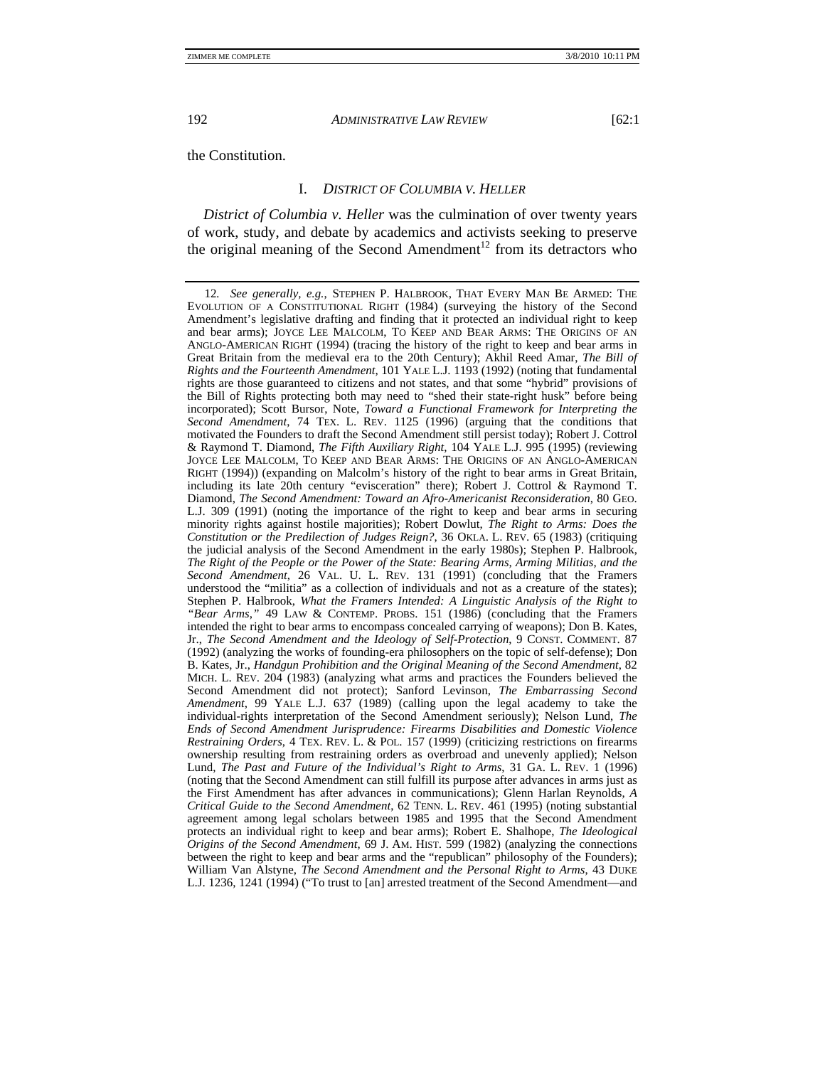the Constitution.

## I. *DISTRICT OF COLUMBIA V. HELLER*

*District of Columbia v. Heller* was the culmination of over twenty years of work, study, and debate by academics and activists seeking to preserve the original meaning of the Second Amendment[12] from its detractors who

---

12. *See generally, e.g.*, STEPHEN P. HALBROOK, THAT EVERY MAN BE ARMED: THE EVOLUTION OF A CONSTITUTIONAL RIGHT (1984) (surveying the history of the Second Amendment's legislative drafting and finding that it protected an individual right to keep and bear arms); JOYCE LEE MALCOLM, TO KEEP AND BEAR ARMS: THE ORIGINS OF AN ANGLO-AMERICAN RIGHT (1994) (tracing the history of the right to keep and bear arms in Great Britain from the medieval era to the 20th Century); Akhil Reed Amar, *The Bill of Rights and the Fourteenth Amendment*, 101 YALE L.J. 1193 (1992) (noting that fundamental rights are those guaranteed to citizens and not states, and that some "hybrid" provisions of the Bill of Rights protecting both may need to "shed their state-right husk" before being incorporated); Scott Bursor, Note, *Toward a Functional Framework for Interpreting the Second Amendment*, 74 TEX. L. REV. 1125 (1996) (arguing that the conditions that motivated the Founders to draft the Second Amendment still persist today); Robert J. Cottrol & Raymond T. Diamond, *The Fifth Auxiliary Right*, 104 YALE L.J. 995 (1995) (reviewing JOYCE LEE MALCOLM, TO KEEP AND BEAR ARMS: THE ORIGINS OF AN ANGLO-AMERICAN RIGHT (1994)) (expanding on Malcolm's history of the right to bear arms in Great Britain, including its late 20th century "evisceration" there); Robert J. Cottrol & Raymond T. Diamond, *The Second Amendment: Toward an Afro-Americanist Reconsideration*, 80 GEO. L.J. 309 (1991) (noting the importance of the right to keep and bear arms in securing minority rights against hostile majorities); Robert Dowlut, *The Right to Arms: Does the Constitution or the Predilection of Judges Reign?*, 36 OKLA. L. REV. 65 (1983) (critiquing the judicial analysis of the Second Amendment in the early 1980s); Stephen P. Halbrook, *The Right of the People or the Power of the State: Bearing Arms, Arming Militias, and the Second Amendment*, 26 VAL. U. L. REV. 131 (1991) (concluding that the Framers understood the "militia" as a collection of individuals and not as a creature of the states); Stephen P. Halbrook, *What the Framers Intended: A Linguistic Analysis of the Right to "Bear Arms*,*"* 49 LAW & CONTEMP. PROBS. 151 (1986) (concluding that the Framers intended the right to bear arms to encompass concealed carrying of weapons); Don B. Kates, Jr., *The Second Amendment and the Ideology of Self-Protection*, 9 CONST. COMMENT. 87 (1992) (analyzing the works of founding-era philosophers on the topic of self-defense); Don B. Kates, Jr., *Handgun Prohibition and the Original Meaning of the Second Amendment*, 82 MICH. L. REV. 204 (1983) (analyzing what arms and practices the Founders believed the Second Amendment did not protect); Sanford Levinson, *The Embarrassing Second Amendment*, 99 YALE L.J. 637 (1989) (calling upon the legal academy to take the individual-rights interpretation of the Second Amendment seriously); Nelson Lund, *The Ends of Second Amendment Jurisprudence: Firearms Disabilities and Domestic Violence Restraining Orders*, 4 TEX. REV. L. & POL. 157 (1999) (criticizing restrictions on firearms ownership resulting from restraining orders as overbroad and unevenly applied); Nelson Lund, *The Past and Future of the Individual's Right to Arms*, 31 GA. L. REV. 1 (1996) (noting that the Second Amendment can still fulfill its purpose after advances in arms just as the First Amendment has after advances in communications); Glenn Harlan Reynolds, *A Critical Guide to the Second Amendment*, 62 TENN. L. REV. 461 (1995) (noting substantial agreement among legal scholars between 1985 and 1995 that the Second Amendment protects an individual right to keep and bear arms); Robert E. Shalhope, *The Ideological Origins of the Second Amendment*, 69 J. AM. HIST. 599 (1982) (analyzing the connections between the right to keep and bear arms and the "republican" philosophy of the Founders); William Van Alstyne, *The Second Amendment and the Personal Right to Arms*, 43 DUKE L.J. 1236, 1241 (1994) ("To trust to [an] arrested treatment of the Second Amendment—and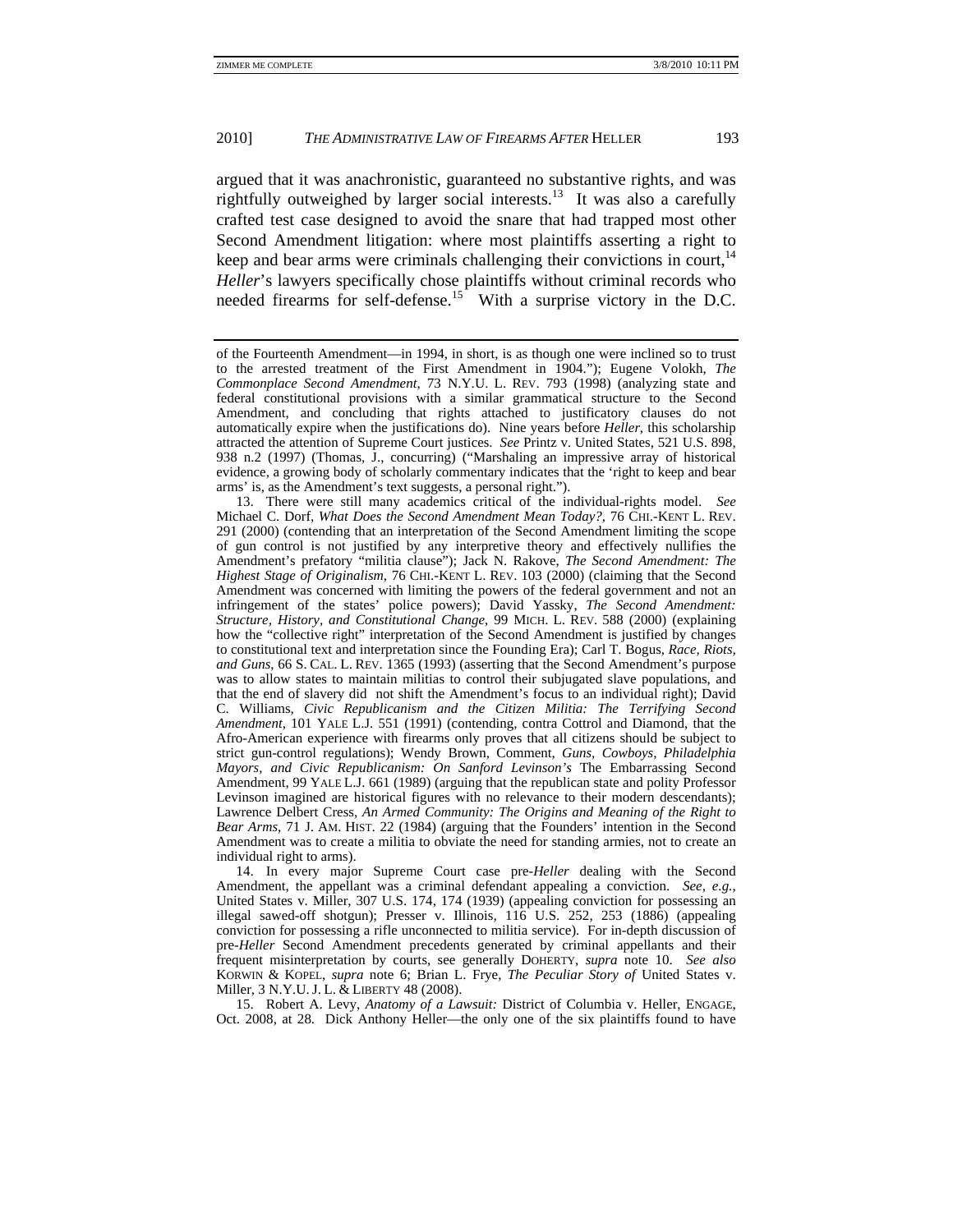argued that it was anachronistic, guaranteed no substantive rights, and was rightfully outweighed by larger social interests.[13] It was also a carefully crafted test case designed to avoid the snare that had trapped most other Second Amendment litigation: where most plaintiffs asserting a right to keep and bear arms were criminals challenging their convictions in court,[14] *Heller*'s lawyers specifically chose plaintiffs without criminal records who needed firearms for self-defense.[15] With a surprise victory in the D.C.

---

of the Fourteenth Amendment—in 1994, in short, is as though one were inclined so to trust to the arrested treatment of the First Amendment in 1904."); Eugene Volokh, *The Commonplace Second Amendment*, 73 N.Y.U. L. REV. 793 (1998) (analyzing state and federal constitutional provisions with a similar grammatical structure to the Second Amendment, and concluding that rights attached to justificatory clauses do not automatically expire when the justifications do). Nine years before *Heller*, this scholarship attracted the attention of Supreme Court justices. *See* Printz v. United States, 521 U.S. 898, 938 n.2 (1997) (Thomas, J., concurring) ("Marshaling an impressive array of historical evidence, a growing body of scholarly commentary indicates that the 'right to keep and bear arms' is, as the Amendment's text suggests, a personal right.").

13. There were still many academics critical of the individual-rights model. *See* Michael C. Dorf, *What Does the Second Amendment Mean Today?*, 76 CHI.-KENT L. REV. 291 (2000) (contending that an interpretation of the Second Amendment limiting the scope of gun control is not justified by any interpretive theory and effectively nullifies the Amendment's prefatory "militia clause"); Jack N. Rakove, *The Second Amendment: The Highest Stage of Originalism*, 76 CHI.-KENT L. REV. 103 (2000) (claiming that the Second Amendment was concerned with limiting the powers of the federal government and not an infringement of the states' police powers); David Yassky, *The Second Amendment: Structure, History, and Constitutional Change*, 99 MICH. L. REV. 588 (2000) (explaining how the "collective right" interpretation of the Second Amendment is justified by changes to constitutional text and interpretation since the Founding Era); Carl T. Bogus, *Race, Riots, and Guns*, 66 S. CAL. L. REV. 1365 (1993) (asserting that the Second Amendment's purpose was to allow states to maintain militias to control their subjugated slave populations, and that the end of slavery did not shift the Amendment's focus to an individual right); David C. Williams, *Civic Republicanism and the Citizen Militia: The Terrifying Second Amendment*, 101 YALE L.J. 551 (1991) (contending, contra Cottrol and Diamond, that the Afro-American experience with firearms only proves that all citizens should be subject to strict gun-control regulations); Wendy Brown, Comment, *Guns, Cowboys, Philadelphia Mayors, and Civic Republicanism: On Sanford Levinson's* The Embarrassing Second Amendment, 99 YALE L.J. 661 (1989) (arguing that the republican state and polity Professor Levinson imagined are historical figures with no relevance to their modern descendants); Lawrence Delbert Cress, *An Armed Community: The Origins and Meaning of the Right to Bear Arms*, 71 J. AM. HIST. 22 (1984) (arguing that the Founders' intention in the Second Amendment was to create a militia to obviate the need for standing armies, not to create an individual right to arms).

14. In every major Supreme Court case pre-*Heller* dealing with the Second Amendment, the appellant was a criminal defendant appealing a conviction. *See, e.g.*, United States v. Miller, 307 U.S. 174, 174 (1939) (appealing conviction for possessing an illegal sawed-off shotgun); Presser v. Illinois, 116 U.S. 252, 253 (1886) (appealing conviction for possessing a rifle unconnected to militia service). For in-depth discussion of pre-*Heller* Second Amendment precedents generated by criminal appellants and their frequent misinterpretation by courts, see generally DOHERTY, *supra* note 10. *See also* KORWIN & KOPEL, *supra* note 6; Brian L. Frye, *The Peculiar Story of* United States v. Miller, 3 N.Y.U. J. L. & LIBERTY 48 (2008).

15. Robert A. Levy, *Anatomy of a Lawsuit:* District of Columbia v. Heller, ENGAGE, Oct. 2008, at 28. Dick Anthony Heller—the only one of the six plaintiffs found to have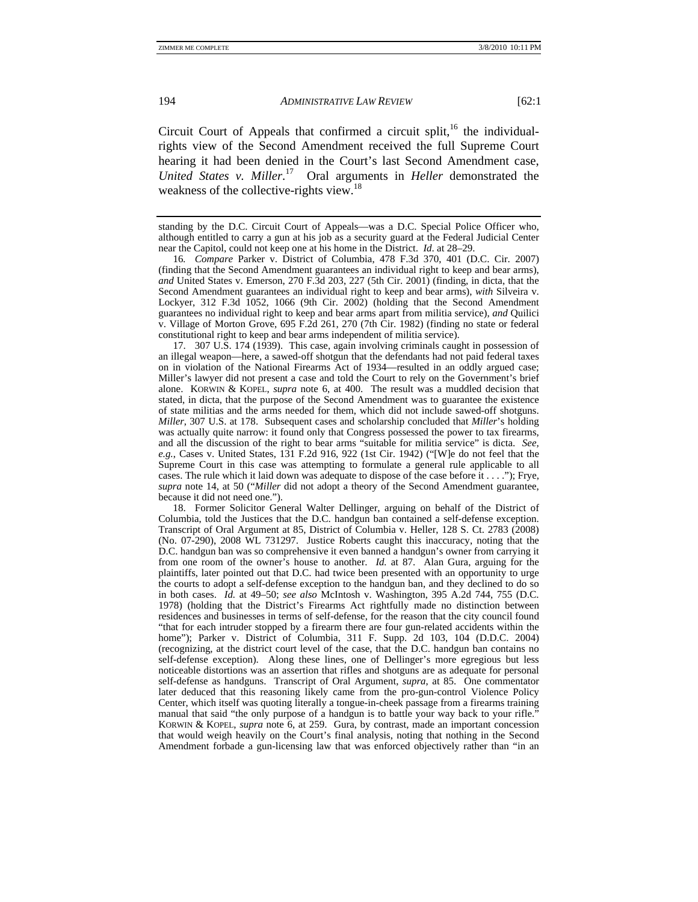Circuit Court of Appeals that confirmed a circuit split,[16] the individual-rights view of the Second Amendment received the full Supreme Court hearing it had been denied in the Court's last Second Amendment case, *United States v. Miller*.[17] Oral arguments in *Heller* demonstrated the weakness of the collective-rights view.[18]

---

standing by the D.C. Circuit Court of Appeals—was a D.C. Special Police Officer who, although entitled to carry a gun at his job as a security guard at the Federal Judicial Center near the Capitol, could not keep one at his home in the District. *Id.* at 28–29.

16. *Compare* Parker v. District of Columbia, 478 F.3d 370, 401 (D.C. Cir. 2007) (finding that the Second Amendment guarantees an individual right to keep and bear arms), *and* United States v. Emerson, 270 F.3d 203, 227 (5th Cir. 2001) (finding, in dicta, that the Second Amendment guarantees an individual right to keep and bear arms), *with* Silveira v. Lockyer, 312 F.3d 1052, 1066 (9th Cir. 2002) (holding that the Second Amendment guarantees no individual right to keep and bear arms apart from militia service), *and* Quilici v. Village of Morton Grove, 695 F.2d 261, 270 (7th Cir. 1982) (finding no state or federal constitutional right to keep and bear arms independent of militia service).

17. 307 U.S. 174 (1939). This case, again involving criminals caught in possession of an illegal weapon—here, a sawed-off shotgun that the defendants had not paid federal taxes on in violation of the National Firearms Act of 1934—resulted in an oddly argued case; Miller's lawyer did not present a case and told the Court to rely on the Government's brief alone. KORWIN & KOPEL, *supra* note 6, at 400. The result was a muddled decision that stated, in dicta, that the purpose of the Second Amendment was to guarantee the existence of state militias and the arms needed for them, which did not include sawed-off shotguns. *Miller*, 307 U.S. at 178. Subsequent cases and scholarship concluded that *Miller*'s holding was actually quite narrow: it found only that Congress possessed the power to tax firearms, and all the discussion of the right to bear arms "suitable for militia service" is dicta. *See, e.g.*, Cases v. United States, 131 F.2d 916, 922 (1st Cir. 1942) ("[W]e do not feel that the Supreme Court in this case was attempting to formulate a general rule applicable to all cases. The rule which it laid down was adequate to dispose of the case before it . . . ."); Frye, *supra* note 14, at 50 ("*Miller* did not adopt a theory of the Second Amendment guarantee, because it did not need one.").

18. Former Solicitor General Walter Dellinger, arguing on behalf of the District of Columbia, told the Justices that the D.C. handgun ban contained a self-defense exception. Transcript of Oral Argument at 85, District of Columbia v. Heller, 128 S. Ct. 2783 (2008) (No. 07-290), 2008 WL 731297. Justice Roberts caught this inaccuracy, noting that the D.C. handgun ban was so comprehensive it even banned a handgun's owner from carrying it from one room of the owner's house to another. *Id.* at 87. Alan Gura, arguing for the plaintiffs, later pointed out that D.C. had twice been presented with an opportunity to urge the courts to adopt a self-defense exception to the handgun ban, and they declined to do so in both cases. *Id.* at 49–50; *see also* McIntosh v. Washington, 395 A.2d 744, 755 (D.C. 1978) (holding that the District's Firearms Act rightfully made no distinction between residences and businesses in terms of self-defense, for the reason that the city council found "that for each intruder stopped by a firearm there are four gun-related accidents within the home"); Parker v. District of Columbia, 311 F. Supp. 2d 103, 104 (D.D.C. 2004) (recognizing, at the district court level of the case, that the D.C. handgun ban contains no self-defense exception). Along these lines, one of Dellinger's more egregious but less noticeable distortions was an assertion that rifles and shotguns are as adequate for personal self-defense as handguns. Transcript of Oral Argument, *supra*, at 85. One commentator later deduced that this reasoning likely came from the pro-gun-control Violence Policy Center, which itself was quoting literally a tongue-in-cheek passage from a firearms training manual that said "the only purpose of a handgun is to battle your way back to your rifle." KORWIN & KOPEL, *supra* note 6, at 259. Gura, by contrast, made an important concession that would weigh heavily on the Court's final analysis, noting that nothing in the Second Amendment forbade a gun-licensing law that was enforced objectively rather than "in an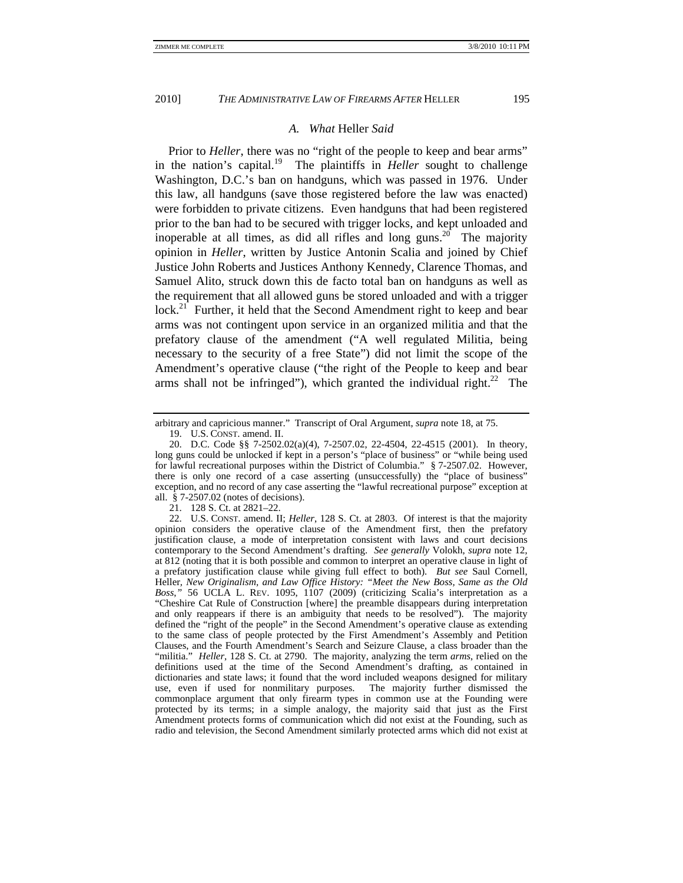### *A. What* Heller *Said*

Prior to *Heller*, there was no "right of the people to keep and bear arms" in the nation's capital.[19] The plaintiffs in *Heller* sought to challenge Washington, D.C.'s ban on handguns, which was passed in 1976. Under this law, all handguns (save those registered before the law was enacted) were forbidden to private citizens. Even handguns that had been registered prior to the ban had to be secured with trigger locks, and kept unloaded and inoperable at all times, as did all rifles and long guns.[20] The majority opinion in *Heller*, written by Justice Antonin Scalia and joined by Chief Justice John Roberts and Justices Anthony Kennedy, Clarence Thomas, and Samuel Alito, struck down this de facto total ban on handguns as well as the requirement that all allowed guns be stored unloaded and with a trigger lock.[21] Further, it held that the Second Amendment right to keep and bear arms was not contingent upon service in an organized militia and that the prefatory clause of the amendment ("A well regulated Militia, being necessary to the security of a free State") did not limit the scope of the Amendment's operative clause ("the right of the People to keep and bear arms shall not be infringed"), which granted the individual right.[22] The

---

arbitrary and capricious manner." Transcript of Oral Argument, *supra* note 18, at 75.

19. U.S. CONST. amend. II.

20. D.C. Code §§ 7-2502.02(a)(4), 7-2507.02, 22-4504, 22-4515 (2001). In theory, long guns could be unlocked if kept in a person's "place of business" or "while being used for lawful recreational purposes within the District of Columbia." § 7-2507.02. However, there is only one record of a case asserting (unsuccessfully) the "place of business" exception, and no record of any case asserting the "lawful recreational purpose" exception at all. § 7-2507.02 (notes of decisions).

21. 128 S. Ct. at 2821–22.

22. U.S. CONST. amend. II; *Heller*, 128 S. Ct. at 2803. Of interest is that the majority opinion considers the operative clause of the Amendment first, then the prefatory justification clause, a mode of interpretation consistent with laws and court decisions contemporary to the Second Amendment's drafting. *See generally* Volokh, *supra* note 12, at 812 (noting that it is both possible and common to interpret an operative clause in light of a prefatory justification clause while giving full effect to both). *But see* Saul Cornell, Heller*, New Originalism, and Law Office History: "Meet the New Boss, Same as the Old Boss*,*"* 56 UCLA L. REV. 1095, 1107 (2009) (criticizing Scalia's interpretation as a "Cheshire Cat Rule of Construction [where] the preamble disappears during interpretation and only reappears if there is an ambiguity that needs to be resolved"). The majority defined the "right of the people" in the Second Amendment's operative clause as extending to the same class of people protected by the First Amendment's Assembly and Petition Clauses, and the Fourth Amendment's Search and Seizure Clause, a class broader than the "militia." *Heller*, 128 S. Ct. at 2790. The majority, analyzing the term *arms*, relied on the definitions used at the time of the Second Amendment's drafting, as contained in dictionaries and state laws; it found that the word included weapons designed for military use, even if used for nonmilitary purposes. The majority further dismissed the commonplace argument that only firearm types in common use at the Founding were protected by its terms; in a simple analogy, the majority said that just as the First Amendment protects forms of communication which did not exist at the Founding, such as radio and television, the Second Amendment similarly protected arms which did not exist at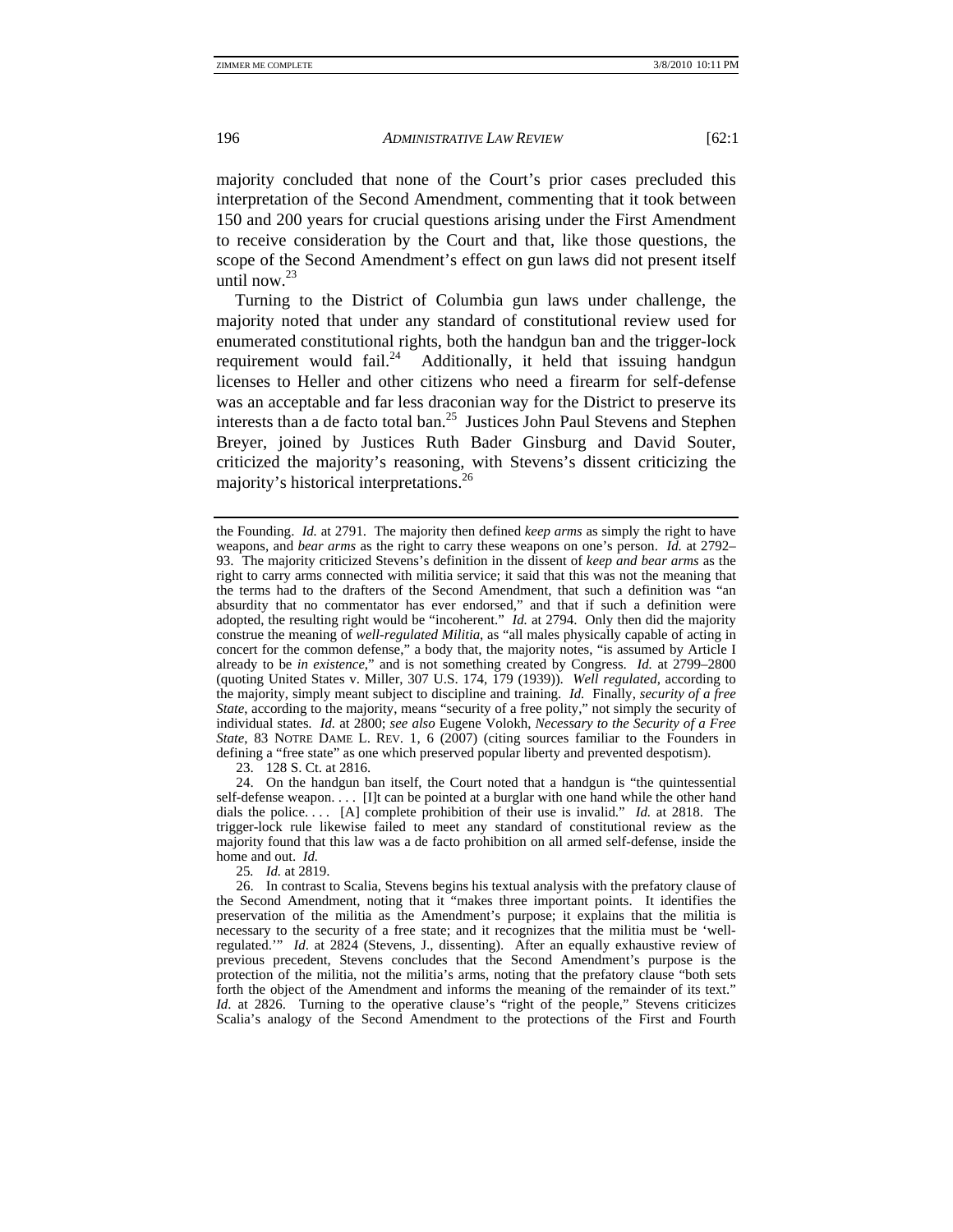majority concluded that none of the Court's prior cases precluded this interpretation of the Second Amendment, commenting that it took between 150 and 200 years for crucial questions arising under the First Amendment to receive consideration by the Court and that, like those questions, the scope of the Second Amendment's effect on gun laws did not present itself until now.[23]

Turning to the District of Columbia gun laws under challenge, the majority noted that under any standard of constitutional review used for enumerated constitutional rights, both the handgun ban and the trigger-lock requirement would fail.[24] Additionally, it held that issuing handgun licenses to Heller and other citizens who need a firearm for self-defense was an acceptable and far less draconian way for the District to preserve its interests than a de facto total ban.[25] Justices John Paul Stevens and Stephen Breyer, joined by Justices Ruth Bader Ginsburg and David Souter, criticized the majority's reasoning, with Stevens's dissent criticizing the majority's historical interpretations.[26]

---

the Founding. *Id.* at 2791. The majority then defined *keep arms* as simply the right to have weapons, and *bear arms* as the right to carry these weapons on one's person. *Id.* at 2792–93. The majority criticized Stevens's definition in the dissent of *keep and bear arms* as the right to carry arms connected with militia service; it said that this was not the meaning that the terms had to the drafters of the Second Amendment, that such a definition was "an absurdity that no commentator has ever endorsed," and that if such a definition were adopted, the resulting right would be "incoherent." *Id.* at 2794. Only then did the majority construe the meaning of *well-regulated Militia*, as "all males physically capable of acting in concert for the common defense," a body that, the majority notes, "is assumed by Article I already to be *in existence*," and is not something created by Congress. *Id.* at 2799–2800 (quoting United States v. Miller, 307 U.S. 174, 179 (1939)). *Well regulated*, according to the majority, simply meant subject to discipline and training. *Id.* Finally, *security of a free State*, according to the majority, means "security of a free polity," not simply the security of individual states. *Id.* at 2800; *see also* Eugene Volokh, *Necessary to the Security of a Free State*, 83 NOTRE DAME L. REV. 1, 6 (2007) (citing sources familiar to the Founders in defining a "free state" as one which preserved popular liberty and prevented despotism).

23. 128 S. Ct. at 2816.

24. On the handgun ban itself, the Court noted that a handgun is "the quintessential self-defense weapon. . . . [I]t can be pointed at a burglar with one hand while the other hand dials the police. . . . [A] complete prohibition of their use is invalid." *Id.* at 2818. The trigger-lock rule likewise failed to meet any standard of constitutional review as the majority found that this law was a de facto prohibition on all armed self-defense, inside the home and out. *Id.*

25. *Id.* at 2819.

26. In contrast to Scalia, Stevens begins his textual analysis with the prefatory clause of the Second Amendment, noting that it "makes three important points. It identifies the preservation of the militia as the Amendment's purpose; it explains that the militia is necessary to the security of a free state; and it recognizes that the militia must be 'well-regulated.'" *Id.* at 2824 (Stevens, J., dissenting). After an equally exhaustive review of previous precedent, Stevens concludes that the Second Amendment's purpose is the protection of the militia, not the militia's arms, noting that the prefatory clause "both sets forth the object of the Amendment and informs the meaning of the remainder of its text." *Id.* at 2826. Turning to the operative clause's "right of the people," Stevens criticizes Scalia's analogy of the Second Amendment to the protections of the First and Fourth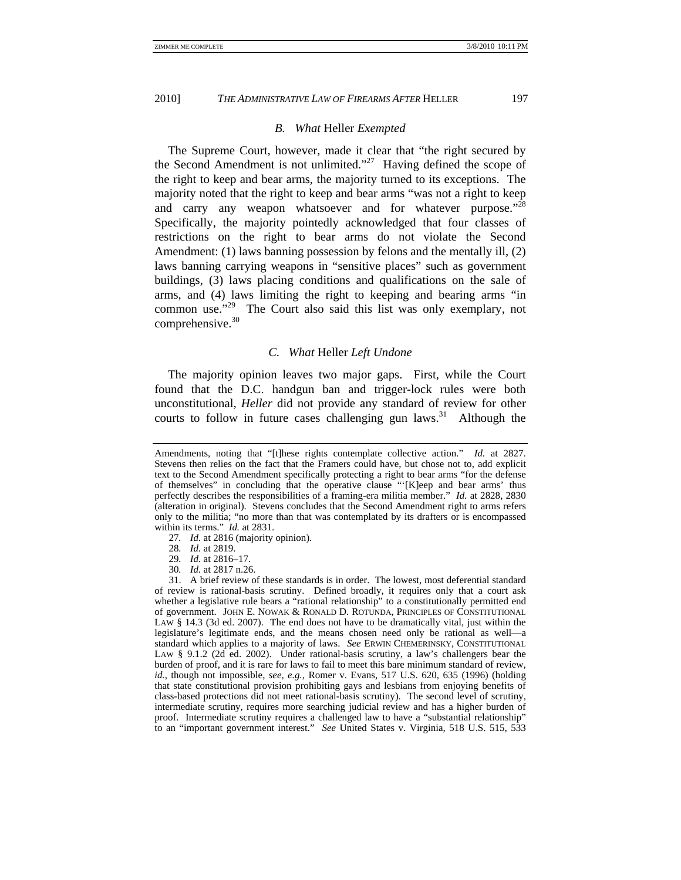### B. *What* Heller *Exempted*

The Supreme Court, however, made it clear that "the right secured by the Second Amendment is not unlimited."[27] Having defined the scope of the right to keep and bear arms, the majority turned to its exceptions. The majority noted that the right to keep and bear arms "was not a right to keep and carry any weapon whatsoever and for whatever purpose."[28] Specifically, the majority pointedly acknowledged that four classes of restrictions on the right to bear arms do not violate the Second Amendment: (1) laws banning possession by felons and the mentally ill, (2) laws banning carrying weapons in "sensitive places" such as government buildings, (3) laws placing conditions and qualifications on the sale of arms, and (4) laws limiting the right to keeping and bearing arms "in common use."[29] The Court also said this list was only exemplary, not comprehensive.[30]

### C. *What* Heller *Left Undone*

The majority opinion leaves two major gaps. First, while the Court found that the D.C. handgun ban and trigger-lock rules were both unconstitutional, *Heller* did not provide any standard of review for other courts to follow in future cases challenging gun laws.[31] Although the

---

Amendments, noting that "[t]hese rights contemplate collective action." *Id.* at 2827. Stevens then relies on the fact that the Framers could have, but chose not to, add explicit text to the Second Amendment specifically protecting a right to bear arms "for the defense of themselves" in concluding that the operative clause "'[K]eep and bear arms' thus perfectly describes the responsibilities of a framing-era militia member." *Id.* at 2828, 2830 (alteration in original). Stevens concludes that the Second Amendment right to arms refers only to the militia; "no more than that was contemplated by its drafters or is encompassed within its terms." *Id.* at 2831.

27. *Id.* at 2816 (majority opinion).

28. *Id.* at 2819.

29. *Id.* at 2816–17.

30. *Id.* at 2817 n.26.

31. A brief review of these standards is in order. The lowest, most deferential standard of review is rational-basis scrutiny. Defined broadly, it requires only that a court ask whether a legislative rule bears a "rational relationship" to a constitutionally permitted end of government. JOHN E. NOWAK & RONALD D. ROTUNDA, PRINCIPLES OF CONSTITUTIONAL LAW § 14.3 (3d ed. 2007). The end does not have to be dramatically vital, just within the legislature's legitimate ends, and the means chosen need only be rational as well—a standard which applies to a majority of laws. *See* ERWIN CHEMERINSKY, CONSTITUTIONAL LAW § 9.1.2 (2d ed. 2002). Under rational-basis scrutiny, a law's challengers bear the burden of proof, and it is rare for laws to fail to meet this bare minimum standard of review, *id.*, though not impossible, *see, e.g.*, Romer v. Evans, 517 U.S. 620, 635 (1996) (holding that state constitutional provision prohibiting gays and lesbians from enjoying benefits of class-based protections did not meet rational-basis scrutiny). The second level of scrutiny, intermediate scrutiny, requires more searching judicial review and has a higher burden of proof. Intermediate scrutiny requires a challenged law to have a "substantial relationship" to an "important government interest." *See* United States v. Virginia, 518 U.S. 515, 533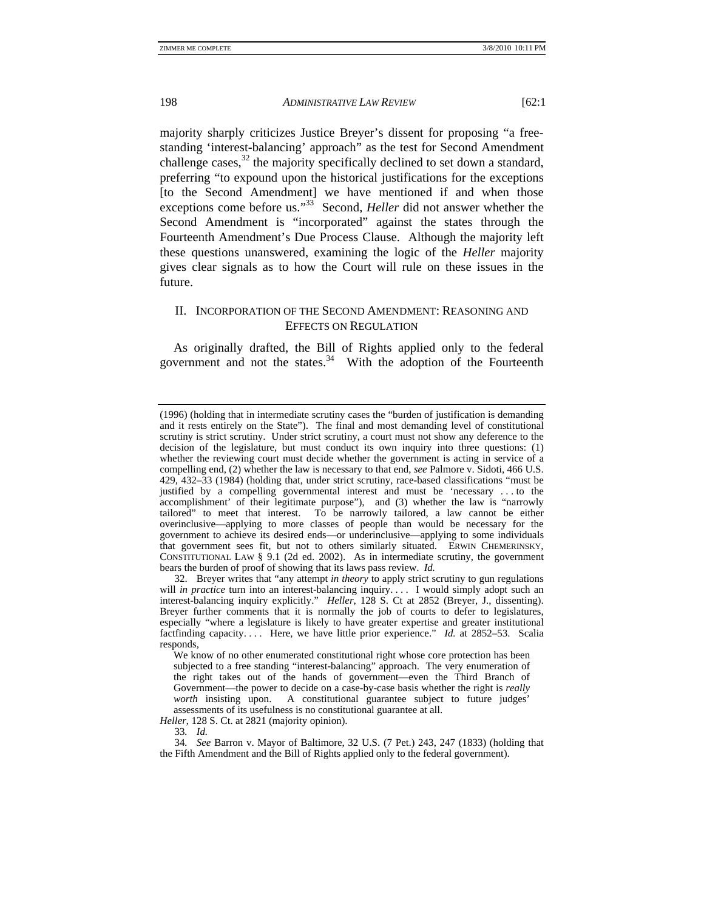majority sharply criticizes Justice Breyer's dissent for proposing "a free-standing 'interest-balancing' approach" as the test for Second Amendment challenge cases,[32] the majority specifically declined to set down a standard, preferring "to expound upon the historical justifications for the exceptions [to the Second Amendment] we have mentioned if and when those exceptions come before us."[33] Second, *Heller* did not answer whether the Second Amendment is "incorporated" against the states through the Fourteenth Amendment's Due Process Clause. Although the majority left these questions unanswered, examining the logic of the *Heller* majority gives clear signals as to how the Court will rule on these issues in the future.

## II. INCORPORATION OF THE SECOND AMENDMENT: REASONING AND EFFECTS ON REGULATION

As originally drafted, the Bill of Rights applied only to the federal government and not the states.[34] With the adoption of the Fourteenth

---

(1996) (holding that in intermediate scrutiny cases the "burden of justification is demanding and it rests entirely on the State"). The final and most demanding level of constitutional scrutiny is strict scrutiny. Under strict scrutiny, a court must not show any deference to the decision of the legislature, but must conduct its own inquiry into three questions: (1) whether the reviewing court must decide whether the government is acting in service of a compelling end, (2) whether the law is necessary to that end, *see* Palmore v. Sidoti, 466 U.S. 429, 432–33 (1984) (holding that, under strict scrutiny, race-based classifications "must be justified by a compelling governmental interest and must be 'necessary . . . to the accomplishment' of their legitimate purpose"), and (3) whether the law is "narrowly tailored" to meet that interest. To be narrowly tailored, a law cannot be either overinclusive—applying to more classes of people than would be necessary for the government to achieve its desired ends—or underinclusive—applying to some individuals that government sees fit, but not to others similarly situated. ERWIN CHEMERINSKY, CONSTITUTIONAL LAW § 9.1 (2d ed. 2002). As in intermediate scrutiny, the government bears the burden of proof of showing that its laws pass review. *Id.*

32. Breyer writes that "any attempt *in theory* to apply strict scrutiny to gun regulations will *in practice* turn into an interest-balancing inquiry. . . . I would simply adopt such an interest-balancing inquiry explicitly." *Heller*, 128 S. Ct at 2852 (Breyer, J., dissenting). Breyer further comments that it is normally the job of courts to defer to legislatures, especially "where a legislature is likely to have greater expertise and greater institutional factfinding capacity. . . . Here, we have little prior experience." *Id.* at 2852–53. Scalia responds,

> We know of no other enumerated constitutional right whose core protection has been subjected to a free standing "interest-balancing" approach. The very enumeration of the right takes out of the hands of government—even the Third Branch of Government—the power to decide on a case-by-case basis whether the right is *really worth* insisting upon. A constitutional guarantee subject to future judges' assessments of its usefulness is no constitutional guarantee at all.

*Heller*, 128 S. Ct. at 2821 (majority opinion).

33. *Id.*

34. *See* Barron v. Mayor of Baltimore, 32 U.S. (7 Pet.) 243, 247 (1833) (holding that the Fifth Amendment and the Bill of Rights applied only to the federal government).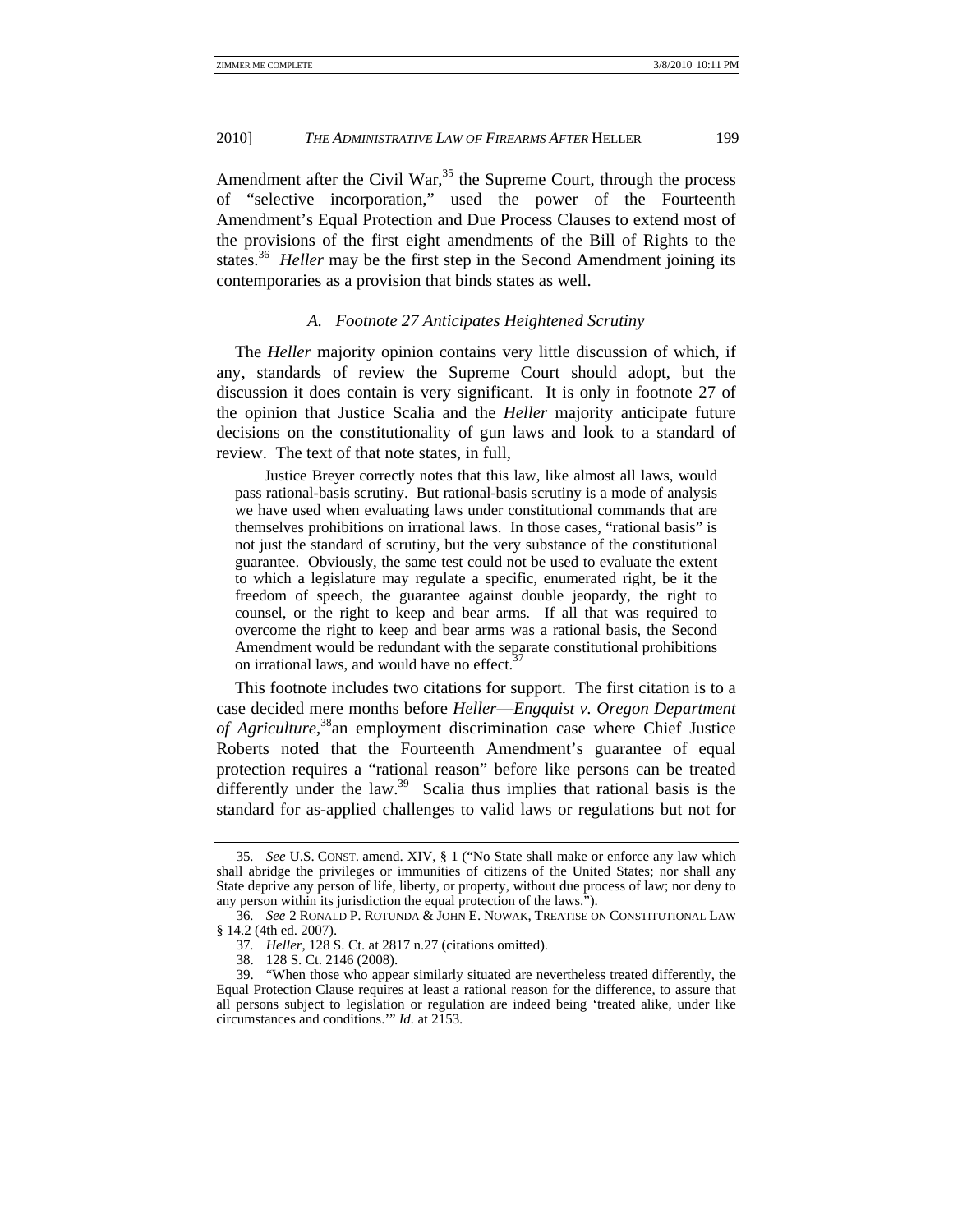Amendment after the Civil War,[35] the Supreme Court, through the process of "selective incorporation," used the power of the Fourteenth Amendment's Equal Protection and Due Process Clauses to extend most of the provisions of the first eight amendments of the Bill of Rights to the states.[36] *Heller* may be the first step in the Second Amendment joining its contemporaries as a provision that binds states as well.

### *A. Footnote 27 Anticipates Heightened Scrutiny*

The *Heller* majority opinion contains very little discussion of which, if any, standards of review the Supreme Court should adopt, but the discussion it does contain is very significant. It is only in footnote 27 of the opinion that Justice Scalia and the *Heller* majority anticipate future decisions on the constitutionality of gun laws and look to a standard of review. The text of that note states, in full,

> Justice Breyer correctly notes that this law, like almost all laws, would pass rational-basis scrutiny. But rational-basis scrutiny is a mode of analysis we have used when evaluating laws under constitutional commands that are themselves prohibitions on irrational laws. In those cases, "rational basis" is not just the standard of scrutiny, but the very substance of the constitutional guarantee. Obviously, the same test could not be used to evaluate the extent to which a legislature may regulate a specific, enumerated right, be it the freedom of speech, the guarantee against double jeopardy, the right to counsel, or the right to keep and bear arms. If all that was required to overcome the right to keep and bear arms was a rational basis, the Second Amendment would be redundant with the separate constitutional prohibitions on irrational laws, and would have no effect.[37]

This footnote includes two citations for support. The first citation is to a case decided mere months before *Heller*—*Engquist v. Oregon Department of Agriculture*,[38] an employment discrimination case where Chief Justice Roberts noted that the Fourteenth Amendment's guarantee of equal protection requires a "rational reason" before like persons can be treated differently under the law.[39] Scalia thus implies that rational basis is the standard for as-applied challenges to valid laws or regulations but not for

---

35. *See* U.S. CONST. amend. XIV, § 1 ("No State shall make or enforce any law which shall abridge the privileges or immunities of citizens of the United States; nor shall any State deprive any person of life, liberty, or property, without due process of law; nor deny to any person within its jurisdiction the equal protection of the laws.").

36. *See* 2 RONALD P. ROTUNDA & JOHN E. NOWAK, TREATISE ON CONSTITUTIONAL LAW § 14.2 (4th ed. 2007).

37. *Heller*, 128 S. Ct. at 2817 n.27 (citations omitted).

38. 128 S. Ct. 2146 (2008).

39. "When those who appear similarly situated are nevertheless treated differently, the Equal Protection Clause requires at least a rational reason for the difference, to assure that all persons subject to legislation or regulation are indeed being 'treated alike, under like circumstances and conditions.'" *Id.* at 2153.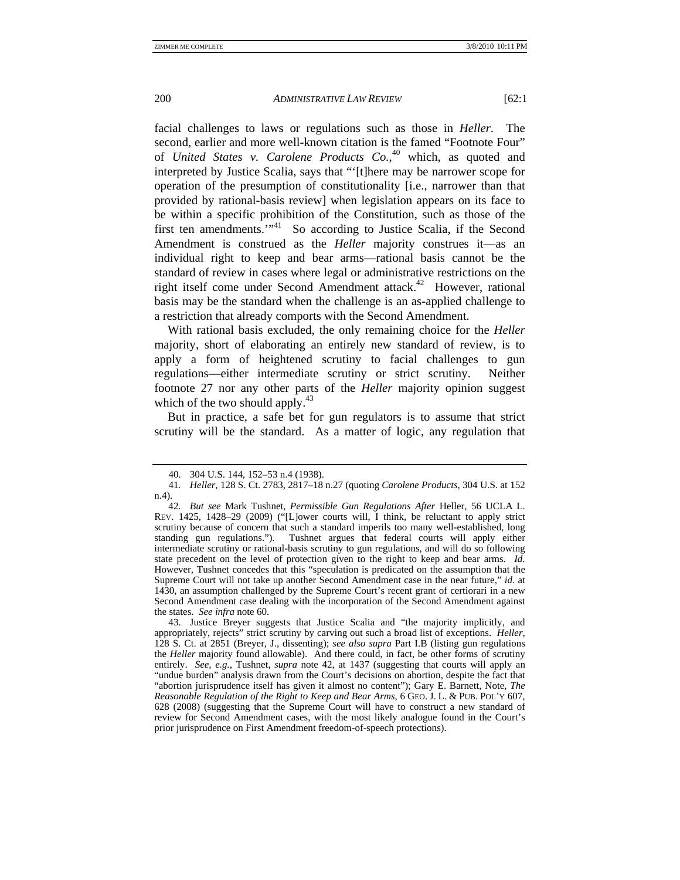facial challenges to laws or regulations such as those in *Heller*. The second, earlier and more well-known citation is the famed "Footnote Four" of *United States v. Carolene Products Co.*,[40] which, as quoted and interpreted by Justice Scalia, says that "'[t]here may be narrower scope for operation of the presumption of constitutionality [i.e., narrower than that provided by rational-basis review] when legislation appears on its face to be within a specific prohibition of the Constitution, such as those of the first ten amendments.'"[41] So according to Justice Scalia, if the Second Amendment is construed as the *Heller* majority construes it—as an individual right to keep and bear arms—rational basis cannot be the standard of review in cases where legal or administrative restrictions on the right itself come under Second Amendment attack.[42] However, rational basis may be the standard when the challenge is an as-applied challenge to a restriction that already comports with the Second Amendment.

With rational basis excluded, the only remaining choice for the *Heller* majority, short of elaborating an entirely new standard of review, is to apply a form of heightened scrutiny to facial challenges to gun regulations—either intermediate scrutiny or strict scrutiny. Neither footnote 27 nor any other parts of the *Heller* majority opinion suggest which of the two should apply.[43]

But in practice, a safe bet for gun regulators is to assume that strict scrutiny will be the standard. As a matter of logic, any regulation that

---

40. 304 U.S. 144, 152–53 n.4 (1938).

41. *Heller*, 128 S. Ct. 2783, 2817–18 n.27 (quoting *Carolene Products*, 304 U.S. at 152 n.4).

42. *But see* Mark Tushnet, *Permissible Gun Regulations After* Heller, 56 UCLA L. REV. 1425, 1428–29 (2009) ("[L]ower courts will, I think, be reluctant to apply strict scrutiny because of concern that such a standard imperils too many well-established, long standing gun regulations."). Tushnet argues that federal courts will apply either intermediate scrutiny or rational-basis scrutiny to gun regulations, and will do so following state precedent on the level of protection given to the right to keep and bear arms. *Id.* However, Tushnet concedes that this "speculation is predicated on the assumption that the Supreme Court will not take up another Second Amendment case in the near future," *id.* at 1430, an assumption challenged by the Supreme Court's recent grant of certiorari in a new Second Amendment case dealing with the incorporation of the Second Amendment against the states. *See infra* note 60.

43. Justice Breyer suggests that Justice Scalia and "the majority implicitly, and appropriately, rejects" strict scrutiny by carving out such a broad list of exceptions. *Heller*, 128 S. Ct. at 2851 (Breyer, J., dissenting); *see also supra* Part I.B (listing gun regulations the *Heller* majority found allowable). And there could, in fact, be other forms of scrutiny entirely. *See, e.g.*, Tushnet, *supra* note 42, at 1437 (suggesting that courts will apply an "undue burden" analysis drawn from the Court's decisions on abortion, despite the fact that "abortion jurisprudence itself has given it almost no content"); Gary E. Barnett, Note, *The Reasonable Regulation of the Right to Keep and Bear Arms*, 6 GEO. J. L. & PUB. POL'Y 607, 628 (2008) (suggesting that the Supreme Court will have to construct a new standard of review for Second Amendment cases, with the most likely analogue found in the Court's prior jurisprudence on First Amendment freedom-of-speech protections).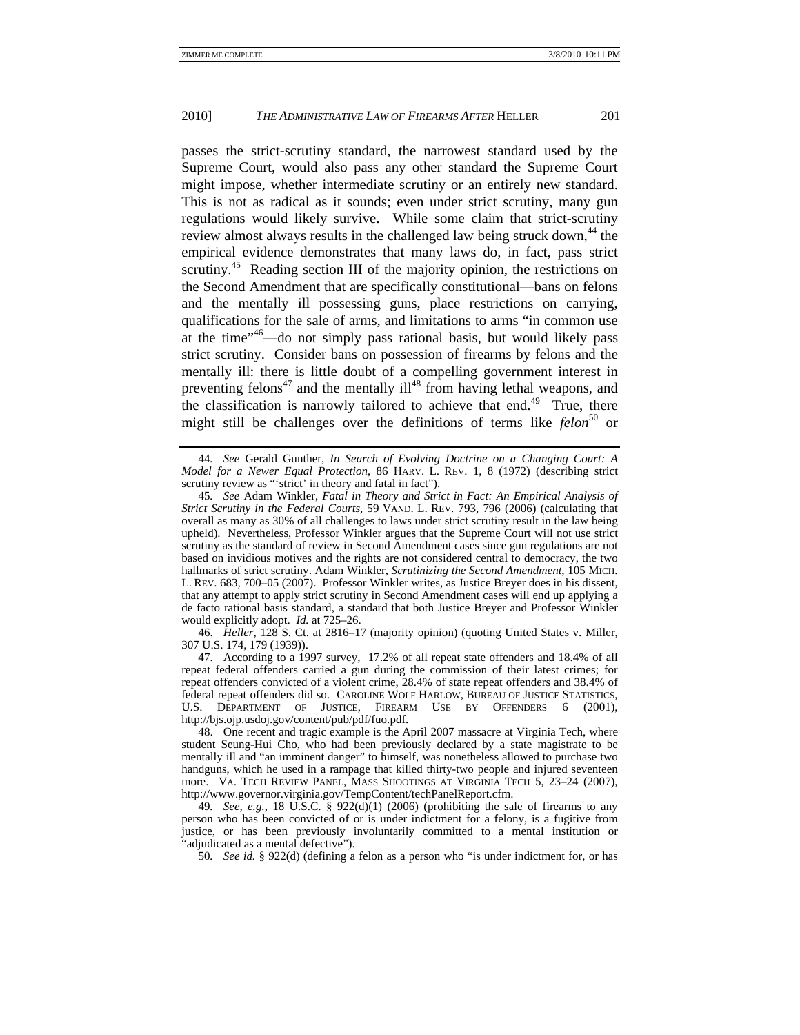passes the strict-scrutiny standard, the narrowest standard used by the Supreme Court, would also pass any other standard the Supreme Court might impose, whether intermediate scrutiny or an entirely new standard. This is not as radical as it sounds; even under strict scrutiny, many gun regulations would likely survive. While some claim that strict-scrutiny review almost always results in the challenged law being struck down,[44] the empirical evidence demonstrates that many laws do, in fact, pass strict scrutiny.[45] Reading section III of the majority opinion, the restrictions on the Second Amendment that are specifically constitutional—bans on felons and the mentally ill possessing guns, place restrictions on carrying, qualifications for the sale of arms, and limitations to arms "in common use at the time"[46]—do not simply pass rational basis, but would likely pass strict scrutiny. Consider bans on possession of firearms by felons and the mentally ill: there is little doubt of a compelling government interest in preventing felons[47] and the mentally ill[48] from having lethal weapons, and the classification is narrowly tailored to achieve that end.[49] True, there might still be challenges over the definitions of terms like *felon*[50] or

---

44. *See* Gerald Gunther, *In Search of Evolving Doctrine on a Changing Court: A Model for a Newer Equal Protection*, 86 HARV. L. REV. 1, 8 (1972) (describing strict scrutiny review as "'strict' in theory and fatal in fact").

45. *See* Adam Winkler, *Fatal in Theory and Strict in Fact: An Empirical Analysis of Strict Scrutiny in the Federal Courts*, 59 VAND. L. REV. 793, 796 (2006) (calculating that overall as many as 30% of all challenges to laws under strict scrutiny result in the law being upheld). Nevertheless, Professor Winkler argues that the Supreme Court will not use strict scrutiny as the standard of review in Second Amendment cases since gun regulations are not based on invidious motives and the rights are not considered central to democracy, the two hallmarks of strict scrutiny. Adam Winkler, *Scrutinizing the Second Amendment*, 105 MICH. L. REV. 683, 700–05 (2007). Professor Winkler writes, as Justice Breyer does in his dissent, that any attempt to apply strict scrutiny in Second Amendment cases will end up applying a de facto rational basis standard, a standard that both Justice Breyer and Professor Winkler would explicitly adopt. *Id.* at 725–26.

46. *Heller*, 128 S. Ct. at 2816–17 (majority opinion) (quoting United States v. Miller, 307 U.S. 174, 179 (1939)).

47. According to a 1997 survey, 17.2% of all repeat state offenders and 18.4% of all repeat federal offenders carried a gun during the commission of their latest crimes; for repeat offenders convicted of a violent crime, 28.4% of state repeat offenders and 38.4% of federal repeat offenders did so. CAROLINE WOLF HARLOW, BUREAU OF JUSTICE STATISTICS, U.S. DEPARTMENT OF JUSTICE, FIREARM USE BY OFFENDERS 6 (2001), http://bjs.ojp.usdoj.gov/content/pub/pdf/fuo.pdf.

48. One recent and tragic example is the April 2007 massacre at Virginia Tech, where student Seung-Hui Cho, who had been previously declared by a state magistrate to be mentally ill and "an imminent danger" to himself, was nonetheless allowed to purchase two handguns, which he used in a rampage that killed thirty-two people and injured seventeen more. VA. TECH REVIEW PANEL, MASS SHOOTINGS AT VIRGINIA TECH 5, 23–24 (2007), http://www.governor.virginia.gov/TempContent/techPanelReport.cfm.

49. *See, e.g.*, 18 U.S.C. § 922(d)(1) (2006) (prohibiting the sale of firearms to any person who has been convicted of or is under indictment for a felony, is a fugitive from justice, or has been previously involuntarily committed to a mental institution or "adjudicated as a mental defective").

50. *See id.* § 922(d) (defining a felon as a person who "is under indictment for, or has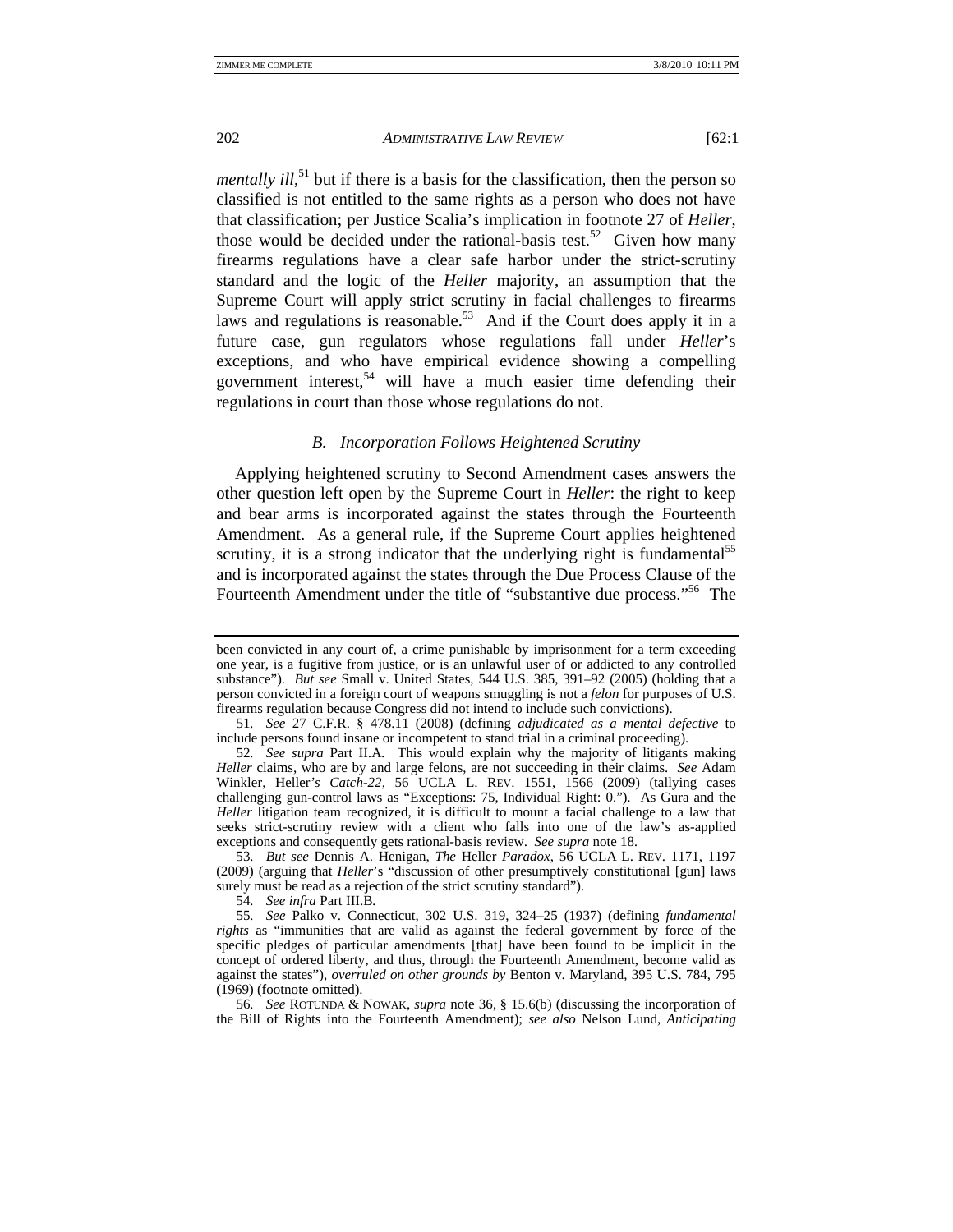*mentally ill*,[51] but if there is a basis for the classification, then the person so classified is not entitled to the same rights as a person who does not have that classification; per Justice Scalia's implication in footnote 27 of *Heller*, those would be decided under the rational-basis test.[52] Given how many firearms regulations have a clear safe harbor under the strict-scrutiny standard and the logic of the *Heller* majority, an assumption that the Supreme Court will apply strict scrutiny in facial challenges to firearms laws and regulations is reasonable.[53] And if the Court does apply it in a future case, gun regulators whose regulations fall under *Heller*'s exceptions, and who have empirical evidence showing a compelling government interest,[54] will have a much easier time defending their regulations in court than those whose regulations do not.

### *B. Incorporation Follows Heightened Scrutiny*

Applying heightened scrutiny to Second Amendment cases answers the other question left open by the Supreme Court in *Heller*: the right to keep and bear arms is incorporated against the states through the Fourteenth Amendment. As a general rule, if the Supreme Court applies heightened scrutiny, it is a strong indicator that the underlying right is fundamental[55] and is incorporated against the states through the Due Process Clause of the Fourteenth Amendment under the title of "substantive due process."[56] The

---

been convicted in any court of, a crime punishable by imprisonment for a term exceeding one year, is a fugitive from justice, or is an unlawful user of or addicted to any controlled substance"). *But see* Small v. United States, 544 U.S. 385, 391–92 (2005) (holding that a person convicted in a foreign court of weapons smuggling is not a *felon* for purposes of U.S. firearms regulation because Congress did not intend to include such convictions).

51. *See* 27 C.F.R. § 478.11 (2008) (defining *adjudicated as a mental defective* to include persons found insane or incompetent to stand trial in a criminal proceeding).

52. *See supra* Part II.A. This would explain why the majority of litigants making *Heller* claims, who are by and large felons, are not succeeding in their claims. *See* Adam Winkler, Heller*'s Catch-22*, 56 UCLA L. REV. 1551, 1566 (2009) (tallying cases challenging gun-control laws as "Exceptions: 75, Individual Right: 0."). As Gura and the *Heller* litigation team recognized, it is difficult to mount a facial challenge to a law that seeks strict-scrutiny review with a client who falls into one of the law's as-applied exceptions and consequently gets rational-basis review. *See supra* note 18.

53. *But see* Dennis A. Henigan, *The* Heller *Paradox*, 56 UCLA L. REV. 1171, 1197 (2009) (arguing that *Heller*'s "discussion of other presumptively constitutional [gun] laws surely must be read as a rejection of the strict scrutiny standard").

54. *See infra* Part III.B.

55. *See* Palko v. Connecticut, 302 U.S. 319, 324–25 (1937) (defining *fundamental rights* as "immunities that are valid as against the federal government by force of the specific pledges of particular amendments [that] have been found to be implicit in the concept of ordered liberty, and thus, through the Fourteenth Amendment, become valid as against the states"), *overruled on other grounds by* Benton v. Maryland, 395 U.S. 784, 795 (1969) (footnote omitted).

56. *See* ROTUNDA & NOWAK, *supra* note 36, § 15.6(b) (discussing the incorporation of the Bill of Rights into the Fourteenth Amendment); *see also* Nelson Lund, *Anticipating*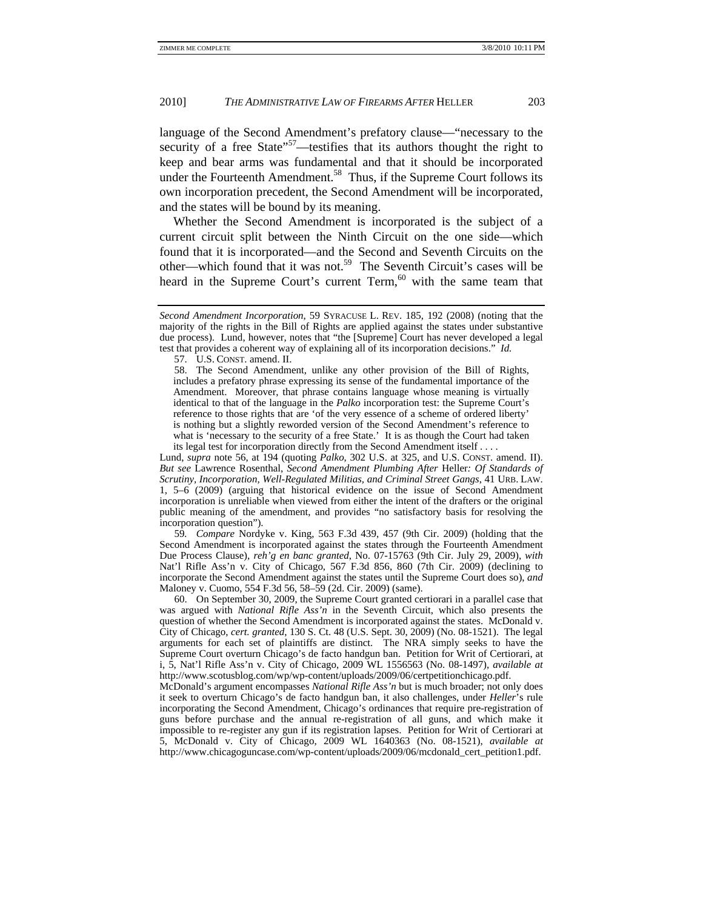language of the Second Amendment's prefatory clause—"necessary to the security of a free State"[57]—testifies that its authors thought the right to keep and bear arms was fundamental and that it should be incorporated under the Fourteenth Amendment.[58] Thus, if the Supreme Court follows its own incorporation precedent, the Second Amendment will be incorporated, and the states will be bound by its meaning.

Whether the Second Amendment is incorporated is the subject of a current circuit split between the Ninth Circuit on the one side—which found that it is incorporated—and the Second and Seventh Circuits on the other—which found that it was not.[59] The Seventh Circuit's cases will be heard in the Supreme Court's current Term,[60] with the same team that

---

*Second Amendment Incorporation*, 59 SYRACUSE L. REV. 185, 192 (2008) (noting that the majority of the rights in the Bill of Rights are applied against the states under substantive due process). Lund, however, notes that "the [Supreme] Court has never developed a legal test that provides a coherent way of explaining all of its incorporation decisions." *Id.*

57. U.S. CONST. amend. II.

58. The Second Amendment, unlike any other provision of the Bill of Rights, includes a prefatory phrase expressing its sense of the fundamental importance of the Amendment. Moreover, that phrase contains language whose meaning is virtually identical to that of the language in the *Palko* incorporation test: the Supreme Court's reference to those rights that are 'of the very essence of a scheme of ordered liberty' is nothing but a slightly reworded version of the Second Amendment's reference to what is 'necessary to the security of a free State.' It is as though the Court had taken its legal test for incorporation directly from the Second Amendment itself . . . .

Lund, *supra* note 56, at 194 (quoting *Palko*, 302 U.S. at 325, and U.S. CONST. amend. II). *But see* Lawrence Rosenthal, *Second Amendment Plumbing After* Heller*: Of Standards of Scrutiny, Incorporation, Well-Regulated Militias, and Criminal Street Gangs*, 41 URB. LAW. 1, 5–6 (2009) (arguing that historical evidence on the issue of Second Amendment incorporation is unreliable when viewed from either the intent of the drafters or the original public meaning of the amendment, and provides "no satisfactory basis for resolving the incorporation question").

59. *Compare* Nordyke v. King, 563 F.3d 439, 457 (9th Cir. 2009) (holding that the Second Amendment is incorporated against the states through the Fourteenth Amendment Due Process Clause), *reh'g en banc granted*, No. 07-15763 (9th Cir. July 29, 2009), *with* Nat'l Rifle Ass'n v. City of Chicago, 567 F.3d 856, 860 (7th Cir. 2009) (declining to incorporate the Second Amendment against the states until the Supreme Court does so), *and* Maloney v. Cuomo, 554 F.3d 56, 58–59 (2d. Cir. 2009) (same).

60. On September 30, 2009, the Supreme Court granted certiorari in a parallel case that was argued with *National Rifle Ass'n* in the Seventh Circuit, which also presents the question of whether the Second Amendment is incorporated against the states. McDonald v. City of Chicago, *cert. granted*, 130 S. Ct. 48 (U.S. Sept. 30, 2009) (No. 08-1521). The legal arguments for each set of plaintiffs are distinct. The NRA simply seeks to have the Supreme Court overturn Chicago's de facto handgun ban. Petition for Writ of Certiorari, at i, 5, Nat'l Rifle Ass'n v. City of Chicago, 2009 WL 1556563 (No. 08-1497), *available at* http://www.scotusblog.com/wp/wp-content/uploads/2009/06/certpetitionchicago.pdf. McDonald's argument encompasses *National Rifle Ass'n* but is much broader; not only does it seek to overturn Chicago's de facto handgun ban, it also challenges, under *Heller*'s rule incorporating the Second Amendment, Chicago's ordinances that require pre-registration of guns before purchase and the annual re-registration of all guns, and which make it impossible to re-register any gun if its registration lapses. Petition for Writ of Certiorari at 5, McDonald v. City of Chicago, 2009 WL 1640363 (No. 08-1521), *available at* http://www.chicagoguncase.com/wp-content/uploads/2009/06/mcdonald_cert_petition1.pdf.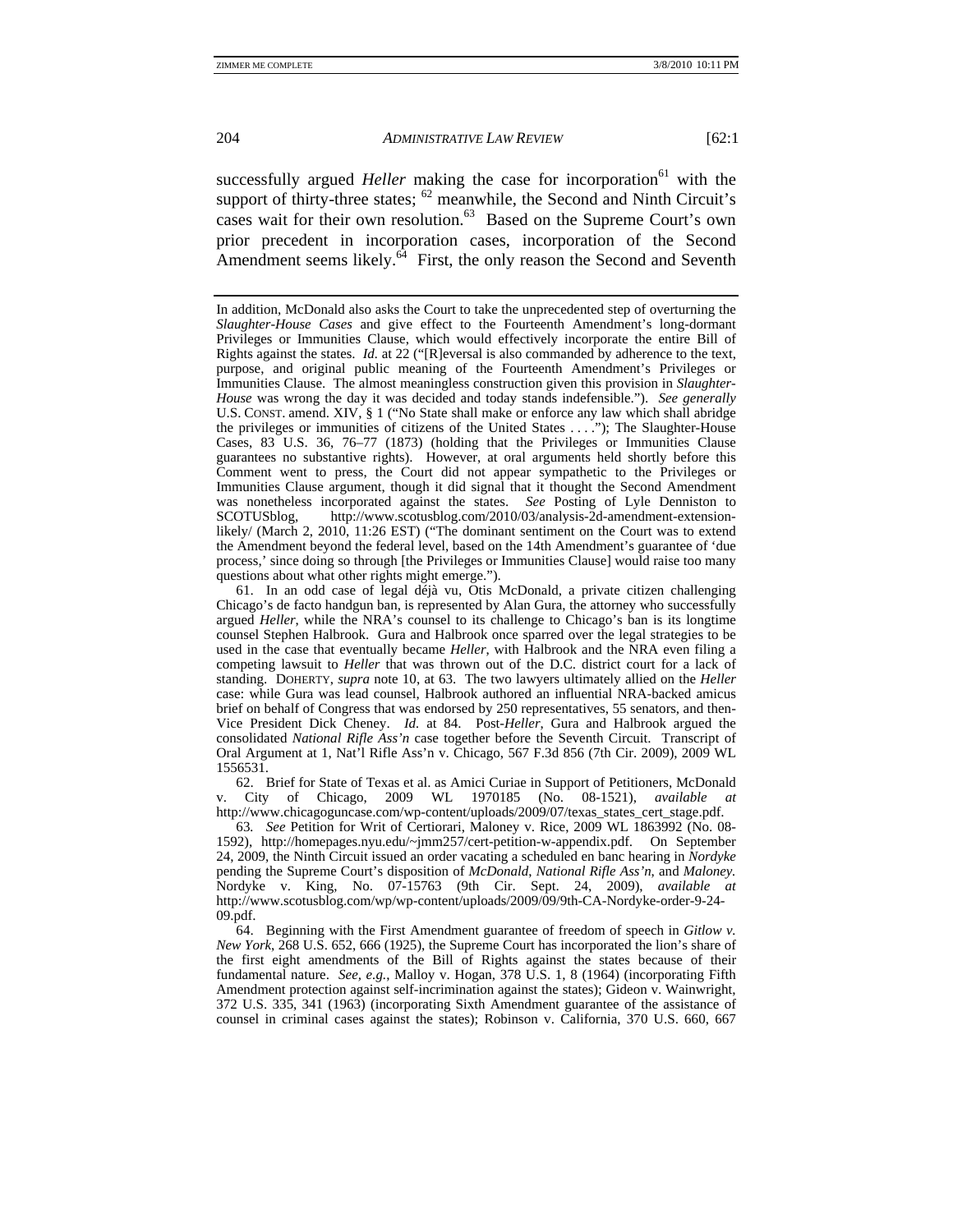successfully argued *Heller* making the case for incorporation[61] with the support of thirty-three states; [62] meanwhile, the Second and Ninth Circuit's cases wait for their own resolution.[63] Based on the Supreme Court's own prior precedent in incorporation cases, incorporation of the Second Amendment seems likely.[64] First, the only reason the Second and Seventh

---

In addition, McDonald also asks the Court to take the unprecedented step of overturning the *Slaughter-House Cases* and give effect to the Fourteenth Amendment's long-dormant Privileges or Immunities Clause, which would effectively incorporate the entire Bill of Rights against the states. *Id.* at 22 ("[R]eversal is also commanded by adherence to the text, purpose, and original public meaning of the Fourteenth Amendment's Privileges or Immunities Clause. The almost meaningless construction given this provision in *Slaughter-House* was wrong the day it was decided and today stands indefensible."). *See generally* U.S. CONST. amend. XIV, § 1 ("No State shall make or enforce any law which shall abridge the privileges or immunities of citizens of the United States . . . ."); The Slaughter-House Cases, 83 U.S. 36, 76–77 (1873) (holding that the Privileges or Immunities Clause guarantees no substantive rights). However, at oral arguments held shortly before this Comment went to press, the Court did not appear sympathetic to the Privileges or Immunities Clause argument, though it did signal that it thought the Second Amendment was nonetheless incorporated against the states. *See* Posting of Lyle Denniston to SCOTUSblog, http://www.scotusblog.com/2010/03/analysis-2d-amendment-extension-likely/ (March 2, 2010, 11:26 EST) ("The dominant sentiment on the Court was to extend the Amendment beyond the federal level, based on the 14th Amendment's guarantee of 'due process,' since doing so through [the Privileges or Immunities Clause] would raise too many questions about what other rights might emerge.").

61. In an odd case of legal déjà vu, Otis McDonald, a private citizen challenging Chicago's de facto handgun ban, is represented by Alan Gura, the attorney who successfully argued *Heller*, while the NRA's counsel to its challenge to Chicago's ban is its longtime counsel Stephen Halbrook. Gura and Halbrook once sparred over the legal strategies to be used in the case that eventually became *Heller*, with Halbrook and the NRA even filing a competing lawsuit to *Heller* that was thrown out of the D.C. district court for a lack of standing. DOHERTY, *supra* note 10, at 63. The two lawyers ultimately allied on the *Heller* case: while Gura was lead counsel, Halbrook authored an influential NRA-backed amicus brief on behalf of Congress that was endorsed by 250 representatives, 55 senators, and then-Vice President Dick Cheney. *Id.* at 84. Post-*Heller*, Gura and Halbrook argued the consolidated *National Rifle Ass'n* case together before the Seventh Circuit. Transcript of Oral Argument at 1, Nat'l Rifle Ass'n v. Chicago, 567 F.3d 856 (7th Cir. 2009), 2009 WL 1556531.

62. Brief for State of Texas et al. as Amici Curiae in Support of Petitioners, McDonald v. City of Chicago, 2009 WL 1970185 (No. 08-1521), *available at* http://www.chicagoguncase.com/wp-content/uploads/2009/07/texas_states_cert_stage.pdf.

63. *See* Petition for Writ of Certiorari, Maloney v. Rice, 2009 WL 1863992 (No. 08-1592), http://homepages.nyu.edu/~jmm257/cert-petition-w-appendix.pdf. On September 24, 2009, the Ninth Circuit issued an order vacating a scheduled en banc hearing in *Nordyke* pending the Supreme Court's disposition of *McDonald*, *National Rifle Ass'n*, and *Maloney*. Nordyke v. King, No. 07-15763 (9th Cir. Sept. 24, 2009), *available at* http://www.scotusblog.com/wp/wp-content/uploads/2009/09/9th-CA-Nordyke-order-9-24-09.pdf.

64. Beginning with the First Amendment guarantee of freedom of speech in *Gitlow v. New York*, 268 U.S. 652, 666 (1925), the Supreme Court has incorporated the lion's share of the first eight amendments of the Bill of Rights against the states because of their fundamental nature. *See, e.g.*, Malloy v. Hogan, 378 U.S. 1, 8 (1964) (incorporating Fifth Amendment protection against self-incrimination against the states); Gideon v. Wainwright, 372 U.S. 335, 341 (1963) (incorporating Sixth Amendment guarantee of the assistance of counsel in criminal cases against the states); Robinson v. California, 370 U.S. 660, 667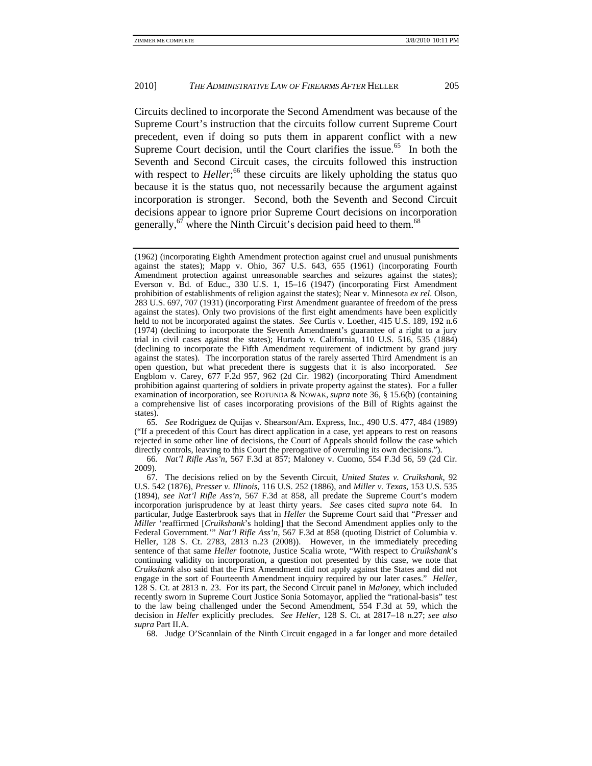Circuits declined to incorporate the Second Amendment was because of the Supreme Court's instruction that the circuits follow current Supreme Court precedent, even if doing so puts them in apparent conflict with a new Supreme Court decision, until the Court clarifies the issue.[65] In both the Seventh and Second Circuit cases, the circuits followed this instruction with respect to *Heller*;[66] these circuits are likely upholding the status quo because it is the status quo, not necessarily because the argument against incorporation is stronger. Second, both the Seventh and Second Circuit decisions appear to ignore prior Supreme Court decisions on incorporation generally,[67] where the Ninth Circuit's decision paid heed to them.[68]

---

(1962) (incorporating Eighth Amendment protection against cruel and unusual punishments against the states); Mapp v. Ohio, 367 U.S. 643, 655 (1961) (incorporating Fourth Amendment protection against unreasonable searches and seizures against the states); Everson v. Bd. of Educ., 330 U.S. 1, 15–16 (1947) (incorporating First Amendment prohibition of establishments of religion against the states); Near v. Minnesota *ex rel.* Olson, 283 U.S. 697, 707 (1931) (incorporating First Amendment guarantee of freedom of the press against the states). Only two provisions of the first eight amendments have been explicitly held to not be incorporated against the states. *See* Curtis v. Loether, 415 U.S. 189, 192 n.6 (1974) (declining to incorporate the Seventh Amendment's guarantee of a right to a jury trial in civil cases against the states); Hurtado v. California, 110 U.S. 516, 535 (1884) (declining to incorporate the Fifth Amendment requirement of indictment by grand jury against the states). The incorporation status of the rarely asserted Third Amendment is an open question, but what precedent there is suggests that it is also incorporated. *See* Engblom v. Carey, 677 F.2d 957, 962 (2d Cir. 1982) (incorporating Third Amendment prohibition against quartering of soldiers in private property against the states). For a fuller examination of incorporation, see ROTUNDA & NOWAK, *supra* note 36, § 15.6(b) (containing a comprehensive list of cases incorporating provisions of the Bill of Rights against the states).

65. *See* Rodriguez de Quijas v. Shearson/Am. Express, Inc., 490 U.S. 477, 484 (1989) ("If a precedent of this Court has direct application in a case, yet appears to rest on reasons rejected in some other line of decisions, the Court of Appeals should follow the case which directly controls, leaving to this Court the prerogative of overruling its own decisions.").

66. *Nat'l Rifle Ass'n*, 567 F.3d at 857; Maloney v. Cuomo, 554 F.3d 56, 59 (2d Cir. 2009).

67. The decisions relied on by the Seventh Circuit, *United States v. Cruikshank*, 92 U.S. 542 (1876), *Presser v. Illinois*, 116 U.S. 252 (1886), and *Miller v. Texas*, 153 U.S. 535 (1894), *see Nat'l Rifle Ass'n*, 567 F.3d at 858, all predate the Supreme Court's modern incorporation jurisprudence by at least thirty years. *See* cases cited *supra* note 64. In particular, Judge Easterbrook says that in *Heller* the Supreme Court said that "*Presser* and *Miller* 'reaffirmed [*Cruikshank*'s holding] that the Second Amendment applies only to the Federal Government.'" *Nat'l Rifle Ass'n*, 567 F.3d at 858 (quoting District of Columbia v. Heller, 128 S. Ct. 2783, 2813 n.23 (2008)). However, in the immediately preceding sentence of that same *Heller* footnote, Justice Scalia wrote, "With respect to *Cruikshank*'s continuing validity on incorporation, a question not presented by this case, we note that *Cruikshank* also said that the First Amendment did not apply against the States and did not engage in the sort of Fourteenth Amendment inquiry required by our later cases." *Heller*, 128 S. Ct. at 2813 n. 23. For its part, the Second Circuit panel in *Maloney*, which included recently sworn in Supreme Court Justice Sonia Sotomayor, applied the "rational-basis" test to the law being challenged under the Second Amendment, 554 F.3d at 59, which the decision in *Heller* explicitly precludes. *See Heller*, 128 S. Ct. at 2817–18 n.27; *see also supra* Part II.A.

68. Judge O'Scannlain of the Ninth Circuit engaged in a far longer and more detailed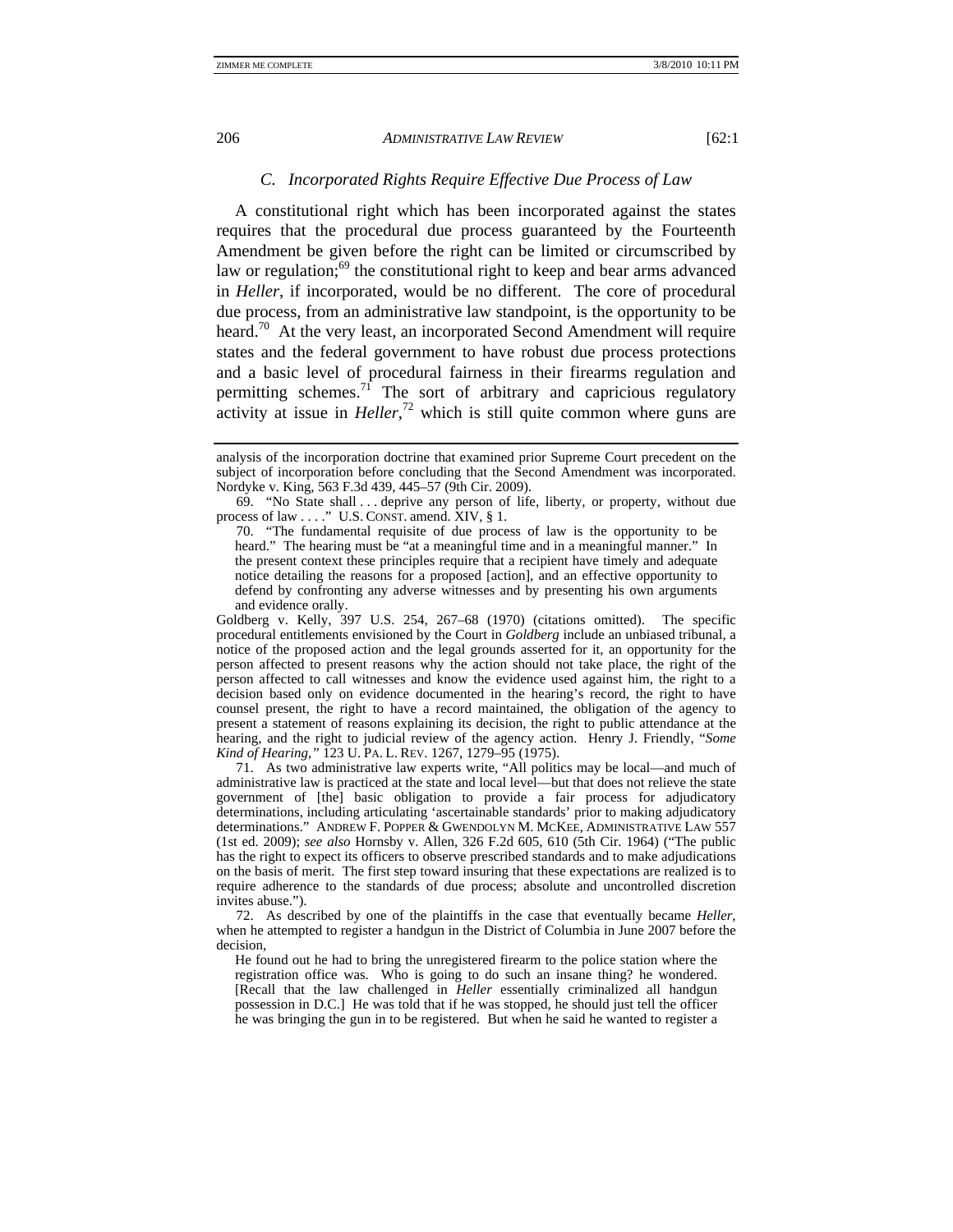### C. Incorporated Rights Require Effective Due Process of Law

A constitutional right which has been incorporated against the states requires that the procedural due process guaranteed by the Fourteenth Amendment be given before the right can be limited or circumscribed by law or regulation;[69] the constitutional right to keep and bear arms advanced in *Heller*, if incorporated, would be no different. The core of procedural due process, from an administrative law standpoint, is the opportunity to be heard.[70] At the very least, an incorporated Second Amendment will require states and the federal government to have robust due process protections and a basic level of procedural fairness in their firearms regulation and permitting schemes.[71] The sort of arbitrary and capricious regulatory activity at issue in *Heller*,[72] which is still quite common where guns are

---

analysis of the incorporation doctrine that examined prior Supreme Court precedent on the subject of incorporation before concluding that the Second Amendment was incorporated. Nordyke v. King, 563 F.3d 439, 445–57 (9th Cir. 2009).

69. "No State shall . . . deprive any person of life, liberty, or property, without due process of law . . . ." U.S. CONST. amend. XIV, § 1.

70. "The fundamental requisite of due process of law is the opportunity to be heard." The hearing must be "at a meaningful time and in a meaningful manner." In the present context these principles require that a recipient have timely and adequate notice detailing the reasons for a proposed [action], and an effective opportunity to defend by confronting any adverse witnesses and by presenting his own arguments and evidence orally.

Goldberg v. Kelly, 397 U.S. 254, 267–68 (1970) (citations omitted). The specific procedural entitlements envisioned by the Court in *Goldberg* include an unbiased tribunal, a notice of the proposed action and the legal grounds asserted for it, an opportunity for the person affected to present reasons why the action should not take place, the right of the person affected to call witnesses and know the evidence used against him, the right to a decision based only on evidence documented in the hearing's record, the right to have counsel present, the right to have a record maintained, the obligation of the agency to present a statement of reasons explaining its decision, the right to public attendance at the hearing, and the right to judicial review of the agency action. Henry J. Friendly, "*Some Kind of Hearing*," 123 U. PA. L. REV. 1267, 1279–95 (1975).

71. As two administrative law experts write, "All politics may be local—and much of administrative law is practiced at the state and local level—but that does not relieve the state government of [the] basic obligation to provide a fair process for adjudicatory determinations, including articulating 'ascertainable standards' prior to making adjudicatory determinations." ANDREW F. POPPER & GWENDOLYN M. MCKEE, ADMINISTRATIVE LAW 557 (1st ed. 2009); *see also* Hornsby v. Allen, 326 F.2d 605, 610 (5th Cir. 1964) ("The public has the right to expect its officers to observe prescribed standards and to make adjudications on the basis of merit. The first step toward insuring that these expectations are realized is to require adherence to the standards of due process; absolute and uncontrolled discretion invites abuse.").

72. As described by one of the plaintiffs in the case that eventually became *Heller*, when he attempted to register a handgun in the District of Columbia in June 2007 before the decision,

He found out he had to bring the unregistered firearm to the police station where the registration office was. Who is going to do such an insane thing? he wondered. [Recall that the law challenged in *Heller* essentially criminalized all handgun possession in D.C.] He was told that if he was stopped, he should just tell the officer he was bringing the gun in to be registered. But when he said he wanted to register a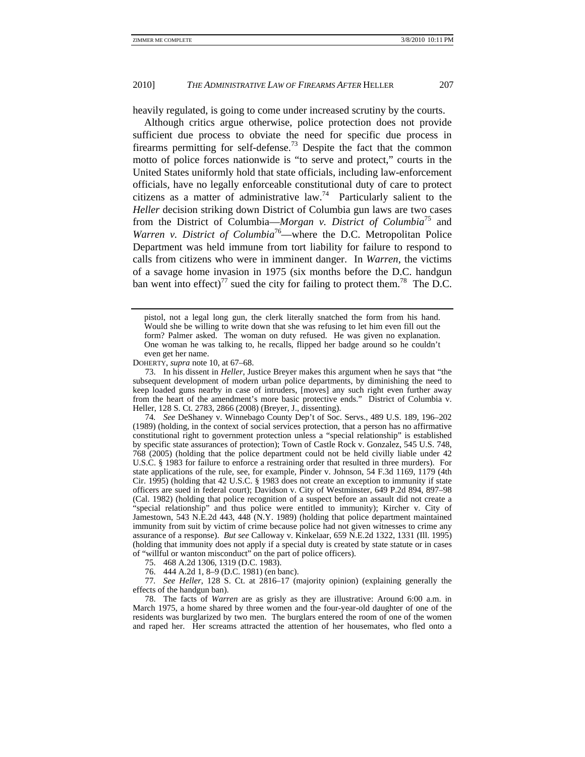heavily regulated, is going to come under increased scrutiny by the courts.

Although critics argue otherwise, police protection does not provide sufficient due process to obviate the need for specific due process in firearms permitting for self-defense.[73] Despite the fact that the common motto of police forces nationwide is "to serve and protect," courts in the United States uniformly hold that state officials, including law-enforcement officials, have no legally enforceable constitutional duty of care to protect citizens as a matter of administrative law.[74] Particularly salient to the *Heller* decision striking down District of Columbia gun laws are two cases from the District of Columbia—*Morgan v. District of Columbia*[75] and *Warren v. District of Columbia*[76]—where the D.C. Metropolitan Police Department was held immune from tort liability for failure to respond to calls from citizens who were in imminent danger. In *Warren*, the victims of a savage home invasion in 1975 (six months before the D.C. handgun ban went into effect)[77] sued the city for failing to protect them.[78] The D.C.

---

> pistol, not a legal long gun, the clerk literally snatched the form from his hand. Would she be willing to write down that she was refusing to let him even fill out the form? Palmer asked. The woman on duty refused. He was given no explanation. One woman he was talking to, he recalls, flipped her badge around so he couldn't even get her name.

DOHERTY, *supra* note 10, at 67–68.

73. In his dissent in *Heller*, Justice Breyer makes this argument when he says that "the subsequent development of modern urban police departments, by diminishing the need to keep loaded guns nearby in case of intruders, [moves] any such right even further away from the heart of the amendment's more basic protective ends." District of Columbia v. Heller, 128 S. Ct. 2783, 2866 (2008) (Breyer, J., dissenting).

74. *See* DeShaney v. Winnebago County Dep't of Soc. Servs., 489 U.S. 189, 196–202 (1989) (holding, in the context of social services protection, that a person has no affirmative constitutional right to government protection unless a "special relationship" is established by specific state assurances of protection); Town of Castle Rock v. Gonzalez, 545 U.S. 748, 768 (2005) (holding that the police department could not be held civilly liable under 42 U.S.C. § 1983 for failure to enforce a restraining order that resulted in three murders). For state applications of the rule, see, for example, Pinder v. Johnson, 54 F.3d 1169, 1179 (4th Cir. 1995) (holding that 42 U.S.C. § 1983 does not create an exception to immunity if state officers are sued in federal court); Davidson v. City of Westminster, 649 P.2d 894, 897–98 (Cal. 1982) (holding that police recognition of a suspect before an assault did not create a "special relationship" and thus police were entitled to immunity); Kircher v. City of Jamestown, 543 N.E.2d 443, 448 (N.Y. 1989) (holding that police department maintained immunity from suit by victim of crime because police had not given witnesses to crime any assurance of a response). *But see* Calloway v. Kinkelaar, 659 N.E.2d 1322, 1331 (Ill. 1995) (holding that immunity does not apply if a special duty is created by state statute or in cases of "willful or wanton misconduct" on the part of police officers).

75. 468 A.2d 1306, 1319 (D.C. 1983).

76. 444 A.2d 1, 8–9 (D.C. 1981) (en banc).

77. *See Heller*, 128 S. Ct. at 2816–17 (majority opinion) (explaining generally the effects of the handgun ban).

78. The facts of *Warren* are as grisly as they are illustrative: Around 6:00 a.m. in March 1975, a home shared by three women and the four-year-old daughter of one of the residents was burglarized by two men. The burglars entered the room of one of the women and raped her. Her screams attracted the attention of her housemates, who fled onto a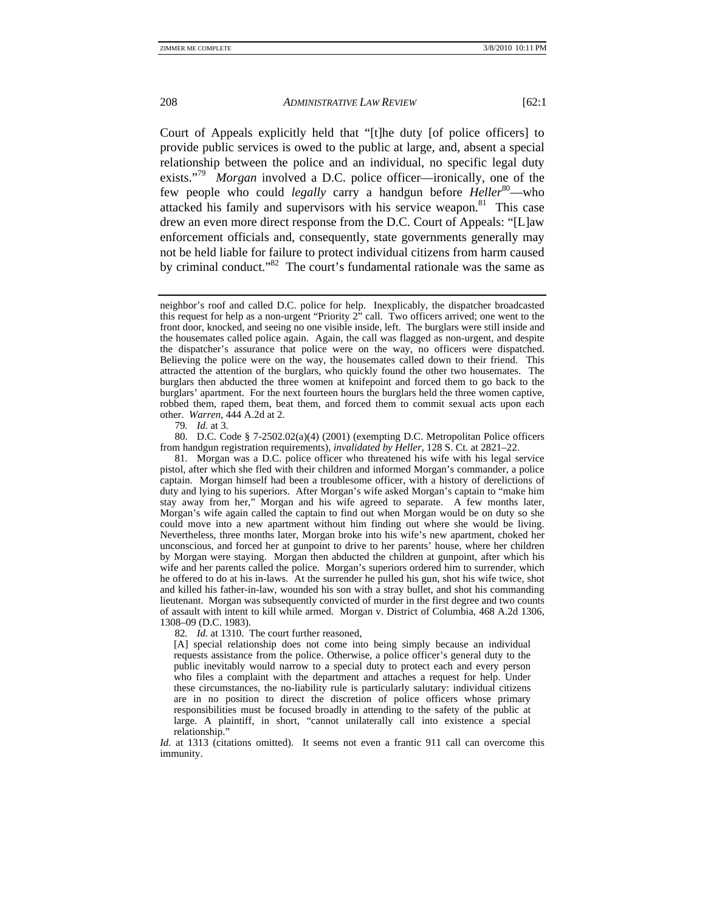Court of Appeals explicitly held that "[t]he duty [of police officers] to provide public services is owed to the public at large, and, absent a special relationship between the police and an individual, no specific legal duty exists."[79] *Morgan* involved a D.C. police officer—ironically, one of the few people who could *legally* carry a handgun before *Heller*[80]—who attacked his family and supervisors with his service weapon.[81] This case drew an even more direct response from the D.C. Court of Appeals: "[L]aw enforcement officials and, consequently, state governments generally may not be held liable for failure to protect individual citizens from harm caused by criminal conduct."[82] The court's fundamental rationale was the same as

---

neighbor's roof and called D.C. police for help. Inexplicably, the dispatcher broadcasted this request for help as a non-urgent "Priority 2" call. Two officers arrived; one went to the front door, knocked, and seeing no one visible inside, left. The burglars were still inside and the housemates called police again. Again, the call was flagged as non-urgent, and despite the dispatcher's assurance that police were on the way, no officers were dispatched. Believing the police were on the way, the housemates called down to their friend. This attracted the attention of the burglars, who quickly found the other two housemates. The burglars then abducted the three women at knifepoint and forced them to go back to the burglars' apartment. For the next fourteen hours the burglars held the three women captive, robbed them, raped them, beat them, and forced them to commit sexual acts upon each other. *Warren*, 444 A.2d at 2.

79. *Id.* at 3.

80. D.C. Code § 7-2502.02(a)(4) (2001) (exempting D.C. Metropolitan Police officers from handgun registration requirements), *invalidated by Heller*, 128 S. Ct. at 2821–22.

81. Morgan was a D.C. police officer who threatened his wife with his legal service pistol, after which she fled with their children and informed Morgan's commander, a police captain. Morgan himself had been a troublesome officer, with a history of derelictions of duty and lying to his superiors. After Morgan's wife asked Morgan's captain to "make him stay away from her," Morgan and his wife agreed to separate. A few months later, Morgan's wife again called the captain to find out when Morgan would be on duty so she could move into a new apartment without him finding out where she would be living. Nevertheless, three months later, Morgan broke into his wife's new apartment, choked her unconscious, and forced her at gunpoint to drive to her parents' house, where her children by Morgan were staying. Morgan then abducted the children at gunpoint, after which his wife and her parents called the police. Morgan's superiors ordered him to surrender, which he offered to do at his in-laws. At the surrender he pulled his gun, shot his wife twice, shot and killed his father-in-law, wounded his son with a stray bullet, and shot his commanding lieutenant. Morgan was subsequently convicted of murder in the first degree and two counts of assault with intent to kill while armed. Morgan v. District of Columbia, 468 A.2d 1306, 1308–09 (D.C. 1983).

82. *Id.* at 1310. The court further reasoned,

> [A] special relationship does not come into being simply because an individual requests assistance from the police. Otherwise, a police officer's general duty to the public inevitably would narrow to a special duty to protect each and every person who files a complaint with the department and attaches a request for help. Under these circumstances, the no-liability rule is particularly salutary: individual citizens are in no position to direct the discretion of police officers whose primary responsibilities must be focused broadly in attending to the safety of the public at large. A plaintiff, in short, "cannot unilaterally call into existence a special relationship."

*Id.* at 1313 (citations omitted). It seems not even a frantic 911 call can overcome this immunity.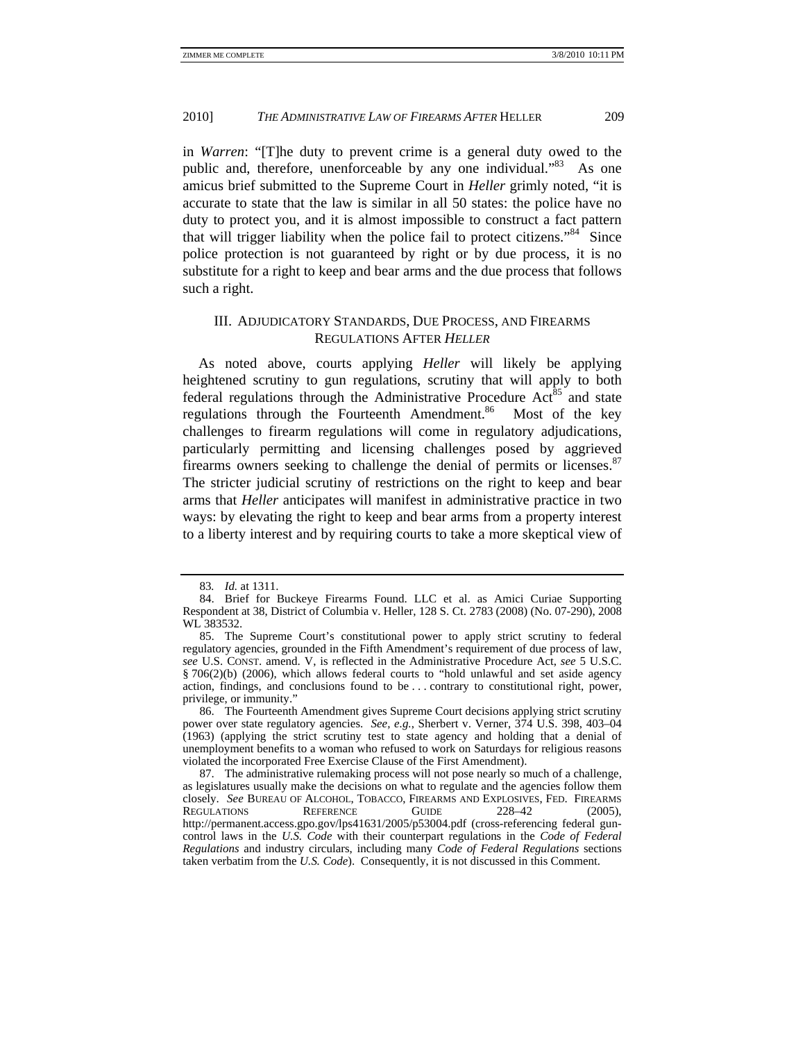in *Warren*: "[T]he duty to prevent crime is a general duty owed to the public and, therefore, unenforceable by any one individual."[83] As one amicus brief submitted to the Supreme Court in *Heller* grimly noted, "it is accurate to state that the law is similar in all 50 states: the police have no duty to protect you, and it is almost impossible to construct a fact pattern that will trigger liability when the police fail to protect citizens."[84] Since police protection is not guaranteed by right or by due process, it is no substitute for a right to keep and bear arms and the due process that follows such a right.

## III. ADJUDICATORY STANDARDS, DUE PROCESS, AND FIREARMS REGULATIONS AFTER *HELLER*

As noted above, courts applying *Heller* will likely be applying heightened scrutiny to gun regulations, scrutiny that will apply to both federal regulations through the Administrative Procedure Act[85] and state regulations through the Fourteenth Amendment.[86] Most of the key challenges to firearm regulations will come in regulatory adjudications, particularly permitting and licensing challenges posed by aggrieved firearms owners seeking to challenge the denial of permits or licenses.[87] The stricter judicial scrutiny of restrictions on the right to keep and bear arms that *Heller* anticipates will manifest in administrative practice in two ways: by elevating the right to keep and bear arms from a property interest to a liberty interest and by requiring courts to take a more skeptical view of

---

83. *Id.* at 1311.

84. Brief for Buckeye Firearms Found. LLC et al. as Amici Curiae Supporting Respondent at 38, District of Columbia v. Heller, 128 S. Ct. 2783 (2008) (No. 07-290), 2008 WL 383532.

85. The Supreme Court's constitutional power to apply strict scrutiny to federal regulatory agencies, grounded in the Fifth Amendment's requirement of due process of law, *see* U.S. CONST. amend. V, is reflected in the Administrative Procedure Act, *see* 5 U.S.C. § 706(2)(b) (2006), which allows federal courts to "hold unlawful and set aside agency action, findings, and conclusions found to be . . . contrary to constitutional right, power, privilege, or immunity."

86. The Fourteenth Amendment gives Supreme Court decisions applying strict scrutiny power over state regulatory agencies. *See, e.g.*, Sherbert v. Verner, 374 U.S. 398, 403–04 (1963) (applying the strict scrutiny test to state agency and holding that a denial of unemployment benefits to a woman who refused to work on Saturdays for religious reasons violated the incorporated Free Exercise Clause of the First Amendment).

87. The administrative rulemaking process will not pose nearly so much of a challenge, as legislatures usually make the decisions on what to regulate and the agencies follow them closely. *See* BUREAU OF ALCOHOL, TOBACCO, FIREARMS AND EXPLOSIVES, FED. FIREARMS REGULATIONS REFERENCE GUIDE 228–42 (2005), http://permanent.access.gpo.gov/lps41631/2005/p53004.pdf (cross-referencing federal gun-control laws in the *U.S. Code* with their counterpart regulations in the *Code of Federal Regulations* and industry circulars, including many *Code of Federal Regulations* sections taken verbatim from the *U.S. Code*). Consequently, it is not discussed in this Comment.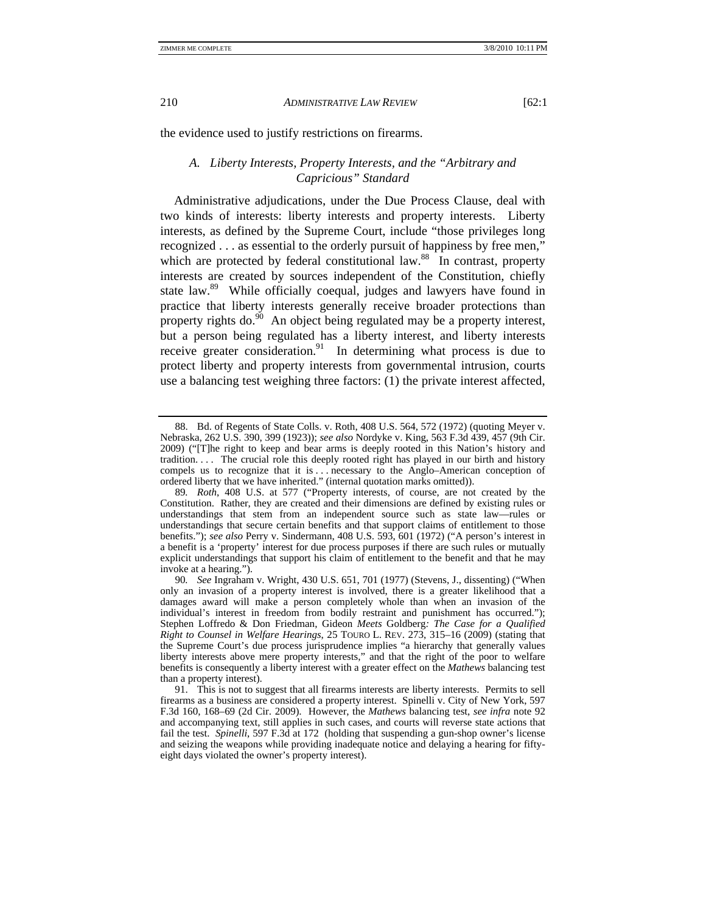the evidence used to justify restrictions on firearms.

### *A. Liberty Interests, Property Interests, and the "Arbitrary and Capricious" Standard*

Administrative adjudications, under the Due Process Clause, deal with two kinds of interests: liberty interests and property interests. Liberty interests, as defined by the Supreme Court, include "those privileges long recognized . . . as essential to the orderly pursuit of happiness by free men," which are protected by federal constitutional law.[88] In contrast, property interests are created by sources independent of the Constitution, chiefly state law.[89] While officially coequal, judges and lawyers have found in practice that liberty interests generally receive broader protections than property rights do.[90] An object being regulated may be a property interest, but a person being regulated has a liberty interest, and liberty interests receive greater consideration.[91] In determining what process is due to protect liberty and property interests from governmental intrusion, courts use a balancing test weighing three factors: (1) the private interest affected,

---

88. Bd. of Regents of State Colls. v. Roth, 408 U.S. 564, 572 (1972) (quoting Meyer v. Nebraska, 262 U.S. 390, 399 (1923)); *see also* Nordyke v. King, 563 F.3d 439, 457 (9th Cir. 2009) ("[T]he right to keep and bear arms is deeply rooted in this Nation's history and tradition. . . . The crucial role this deeply rooted right has played in our birth and history compels us to recognize that it is . . . necessary to the Anglo–American conception of ordered liberty that we have inherited." (internal quotation marks omitted)).

89. *Roth*, 408 U.S. at 577 ("Property interests, of course, are not created by the Constitution. Rather, they are created and their dimensions are defined by existing rules or understandings that stem from an independent source such as state law—rules or understandings that secure certain benefits and that support claims of entitlement to those benefits."); *see also* Perry v. Sindermann, 408 U.S. 593, 601 (1972) ("A person's interest in a benefit is a 'property' interest for due process purposes if there are such rules or mutually explicit understandings that support his claim of entitlement to the benefit and that he may invoke at a hearing.").

90. *See* Ingraham v. Wright, 430 U.S. 651, 701 (1977) (Stevens, J., dissenting) ("When only an invasion of a property interest is involved, there is a greater likelihood that a damages award will make a person completely whole than when an invasion of the individual's interest in freedom from bodily restraint and punishment has occurred."); Stephen Loffredo & Don Friedman, Gideon *Meets* Goldberg*: The Case for a Qualified Right to Counsel in Welfare Hearings*, 25 TOURO L. REV. 273, 315–16 (2009) (stating that the Supreme Court's due process jurisprudence implies "a hierarchy that generally values liberty interests above mere property interests," and that the right of the poor to welfare benefits is consequently a liberty interest with a greater effect on the *Mathews* balancing test than a property interest).

91. This is not to suggest that all firearms interests are liberty interests. Permits to sell firearms as a business are considered a property interest. Spinelli v. City of New York, 597 F.3d 160, 168–69 (2d Cir. 2009). However, the *Mathews* balancing test, *see infra* note 92 and accompanying text, still applies in such cases, and courts will reverse state actions that fail the test. *Spinelli*, 597 F.3d at 172 (holding that suspending a gun-shop owner's license and seizing the weapons while providing inadequate notice and delaying a hearing for fifty-eight days violated the owner's property interest).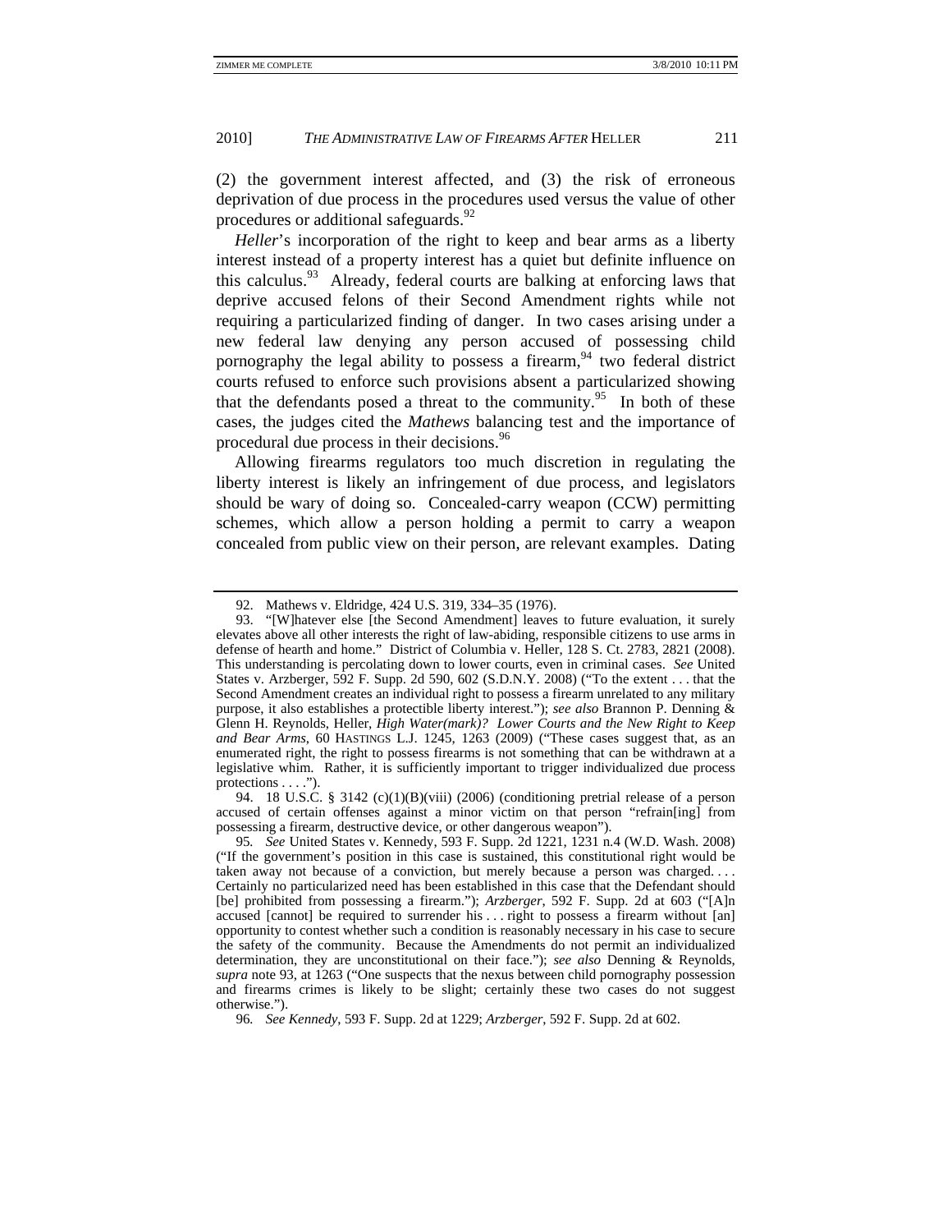(2) the government interest affected, and (3) the risk of erroneous deprivation of due process in the procedures used versus the value of other procedures or additional safeguards.[92]

*Heller*'s incorporation of the right to keep and bear arms as a liberty interest instead of a property interest has a quiet but definite influence on this calculus.[93] Already, federal courts are balking at enforcing laws that deprive accused felons of their Second Amendment rights while not requiring a particularized finding of danger. In two cases arising under a new federal law denying any person accused of possessing child pornography the legal ability to possess a firearm,[94] two federal district courts refused to enforce such provisions absent a particularized showing that the defendants posed a threat to the community.[95] In both of these cases, the judges cited the *Mathews* balancing test and the importance of procedural due process in their decisions.[96]

Allowing firearms regulators too much discretion in regulating the liberty interest is likely an infringement of due process, and legislators should be wary of doing so. Concealed-carry weapon (CCW) permitting schemes, which allow a person holding a permit to carry a weapon concealed from public view on their person, are relevant examples. Dating

---

92. Mathews v. Eldridge, 424 U.S. 319, 334–35 (1976).

93. "[W]hatever else [the Second Amendment] leaves to future evaluation, it surely elevates above all other interests the right of law-abiding, responsible citizens to use arms in defense of hearth and home." District of Columbia v. Heller, 128 S. Ct. 2783, 2821 (2008). This understanding is percolating down to lower courts, even in criminal cases. *See* United States v. Arzberger, 592 F. Supp. 2d 590, 602 (S.D.N.Y. 2008) ("To the extent . . . that the Second Amendment creates an individual right to possess a firearm unrelated to any military purpose, it also establishes a protectible liberty interest."); *see also* Brannon P. Denning & Glenn H. Reynolds, Heller, *High Water(mark)? Lower Courts and the New Right to Keep and Bear Arms*, 60 HASTINGS L.J. 1245, 1263 (2009) ("These cases suggest that, as an enumerated right, the right to possess firearms is not something that can be withdrawn at a legislative whim. Rather, it is sufficiently important to trigger individualized due process protections . . . .").

94. 18 U.S.C. § 3142 (c)(1)(B)(viii) (2006) (conditioning pretrial release of a person accused of certain offenses against a minor victim on that person "refrain[ing] from possessing a firearm, destructive device, or other dangerous weapon").

95. *See* United States v. Kennedy, 593 F. Supp. 2d 1221, 1231 n.4 (W.D. Wash. 2008) ("If the government's position in this case is sustained, this constitutional right would be taken away not because of a conviction, but merely because a person was charged. . . . Certainly no particularized need has been established in this case that the Defendant should [be] prohibited from possessing a firearm."); *Arzberger*, 592 F. Supp. 2d at 603 ("[A]n accused [cannot] be required to surrender his . . . right to possess a firearm without [an] opportunity to contest whether such a condition is reasonably necessary in his case to secure the safety of the community. Because the Amendments do not permit an individualized determination, they are unconstitutional on their face."); *see also* Denning & Reynolds, *supra* note 93, at 1263 ("One suspects that the nexus between child pornography possession and firearms crimes is likely to be slight; certainly these two cases do not suggest otherwise.").

96. *See Kennedy*, 593 F. Supp. 2d at 1229; *Arzberger*, 592 F. Supp. 2d at 602.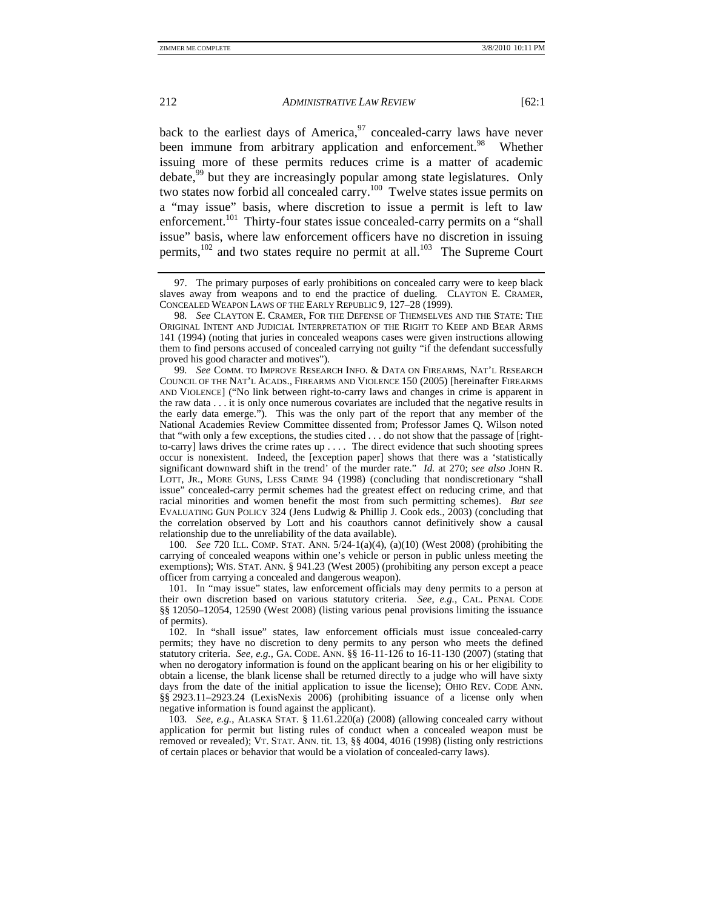back to the earliest days of America,[97] concealed-carry laws have never been immune from arbitrary application and enforcement.[98] Whether issuing more of these permits reduces crime is a matter of academic debate,[99] but they are increasingly popular among state legislatures. Only two states now forbid all concealed carry.[100] Twelve states issue permits on a "may issue" basis, where discretion to issue a permit is left to law enforcement.[101] Thirty-four states issue concealed-carry permits on a "shall issue" basis, where law enforcement officers have no discretion in issuing permits,[102] and two states require no permit at all.[103] The Supreme Court

---

97. The primary purposes of early prohibitions on concealed carry were to keep black slaves away from weapons and to end the practice of dueling. CLAYTON E. CRAMER, CONCEALED WEAPON LAWS OF THE EARLY REPUBLIC 9, 127–28 (1999).

98. *See* CLAYTON E. CRAMER, FOR THE DEFENSE OF THEMSELVES AND THE STATE: THE ORIGINAL INTENT AND JUDICIAL INTERPRETATION OF THE RIGHT TO KEEP AND BEAR ARMS 141 (1994) (noting that juries in concealed weapons cases were given instructions allowing them to find persons accused of concealed carrying not guilty "if the defendant successfully proved his good character and motives").

99. *See* COMM. TO IMPROVE RESEARCH INFO. & DATA ON FIREARMS, NAT'L RESEARCH COUNCIL OF THE NAT'L ACADS., FIREARMS AND VIOLENCE 150 (2005) [hereinafter FIREARMS AND VIOLENCE] ("No link between right-to-carry laws and changes in crime is apparent in the raw data . . . it is only once numerous covariates are included that the negative results in the early data emerge."). This was the only part of the report that any member of the National Academies Review Committee dissented from; Professor James Q. Wilson noted that "with only a few exceptions, the studies cited . . . do not show that the passage of [right-to-carry] laws drives the crime rates up . . . . The direct evidence that such shooting sprees occur is nonexistent. Indeed, the [exception paper] shows that there was a 'statistically significant downward shift in the trend' of the murder rate." *Id.* at 270; *see also* JOHN R. LOTT, JR., MORE GUNS, LESS CRIME 94 (1998) (concluding that nondiscretionary "shall issue" concealed-carry permit schemes had the greatest effect on reducing crime, and that racial minorities and women benefit the most from such permitting schemes). *But see* EVALUATING GUN POLICY 324 (Jens Ludwig & Phillip J. Cook eds., 2003) (concluding that the correlation observed by Lott and his coauthors cannot definitively show a causal relationship due to the unreliability of the data available).

100. *See* 720 ILL. COMP. STAT. ANN. 5/24-1(a)(4), (a)(10) (West 2008) (prohibiting the carrying of concealed weapons within one's vehicle or person in public unless meeting the exemptions); WIS. STAT. ANN. § 941.23 (West 2005) (prohibiting any person except a peace officer from carrying a concealed and dangerous weapon).

101. In "may issue" states, law enforcement officials may deny permits to a person at their own discretion based on various statutory criteria. *See, e.g.*, CAL. PENAL CODE §§ 12050–12054, 12590 (West 2008) (listing various penal provisions limiting the issuance of permits).

102. In "shall issue" states, law enforcement officials must issue concealed-carry permits; they have no discretion to deny permits to any person who meets the defined statutory criteria. *See, e.g.*, GA. CODE. ANN. §§ 16-11-126 to 16-11-130 (2007) (stating that when no derogatory information is found on the applicant bearing on his or her eligibility to obtain a license, the blank license shall be returned directly to a judge who will have sixty days from the date of the initial application to issue the license); OHIO REV. CODE ANN. §§ 2923.11–2923.24 (LexisNexis 2006) (prohibiting issuance of a license only when negative information is found against the applicant).

103. *See, e.g.*, ALASKA STAT. § 11.61.220(a) (2008) (allowing concealed carry without application for permit but listing rules of conduct when a concealed weapon must be removed or revealed); VT. STAT. ANN. tit. 13, §§ 4004, 4016 (1998) (listing only restrictions of certain places or behavior that would be a violation of concealed-carry laws).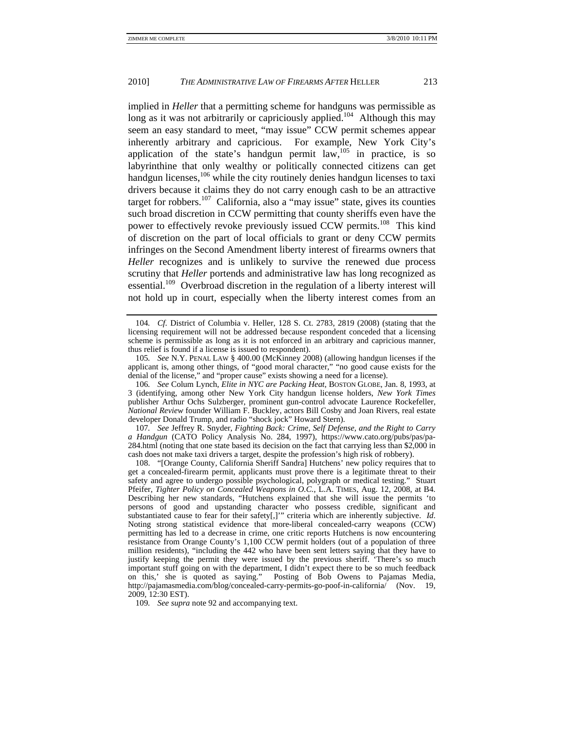implied in *Heller* that a permitting scheme for handguns was permissible as long as it was not arbitrarily or capriciously applied.[104] Although this may seem an easy standard to meet, "may issue" CCW permit schemes appear inherently arbitrary and capricious. For example, New York City's application of the state's handgun permit law,[105] in practice, is so labyrinthine that only wealthy or politically connected citizens can get handgun licenses,[106] while the city routinely denies handgun licenses to taxi drivers because it claims they do not carry enough cash to be an attractive target for robbers.[107] California, also a "may issue" state, gives its counties such broad discretion in CCW permitting that county sheriffs even have the power to effectively revoke previously issued CCW permits.[108] This kind of discretion on the part of local officials to grant or deny CCW permits infringes on the Second Amendment liberty interest of firearms owners that *Heller* recognizes and is unlikely to survive the renewed due process scrutiny that *Heller* portends and administrative law has long recognized as essential.[109] Overbroad discretion in the regulation of a liberty interest will not hold up in court, especially when the liberty interest comes from an

---

104. *Cf.* District of Columbia v. Heller, 128 S. Ct. 2783, 2819 (2008) (stating that the licensing requirement will not be addressed because respondent conceded that a licensing scheme is permissible as long as it is not enforced in an arbitrary and capricious manner, thus relief is found if a license is issued to respondent).

105. *See* N.Y. PENAL LAW § 400.00 (McKinney 2008) (allowing handgun licenses if the applicant is, among other things, of "good moral character," "no good cause exists for the denial of the license," and "proper cause" exists showing a need for a license).

106. *See* Colum Lynch, *Elite in NYC are Packing Heat*, BOSTON GLOBE, Jan. 8, 1993, at 3 (identifying, among other New York City handgun license holders, *New York Times* publisher Arthur Ochs Sulzberger, prominent gun-control advocate Laurence Rockefeller, *National Review* founder William F. Buckley, actors Bill Cosby and Joan Rivers, real estate developer Donald Trump, and radio "shock jock" Howard Stern).

107. *See* Jeffrey R. Snyder, *Fighting Back: Crime, Self Defense, and the Right to Carry a Handgun* (CATO Policy Analysis No. 284, 1997), https://www.cato.org/pubs/pas/pa-284.html (noting that one state based its decision on the fact that carrying less than $2,000 in cash does not make taxi drivers a target, despite the profession's high risk of robbery).

108. "[Orange County, California Sheriff Sandra] Hutchens' new policy requires that to get a concealed-firearm permit, applicants must prove there is a legitimate threat to their safety and agree to undergo possible psychological, polygraph or medical testing." Stuart Pfeifer, *Tighter Policy on Concealed Weapons in O.C.*, L.A. TIMES, Aug. 12, 2008, at B4. Describing her new standards, "Hutchens explained that she will issue the permits 'to persons of good and upstanding character who possess credible, significant and substantiated cause to fear for their safety[,]'" criteria which are inherently subjective. *Id*. Noting strong statistical evidence that more-liberal concealed-carry weapons (CCW) permitting has led to a decrease in crime, one critic reports Hutchens is now encountering resistance from Orange County's 1,100 CCW permit holders (out of a population of three million residents), "including the 442 who have been sent letters saying that they have to justify keeping the permit they were issued by the previous sheriff. 'There's so much important stuff going on with the department, I didn't expect there to be so much feedback on this,' she is quoted as saying." Posting of Bob Owens to Pajamas Media, http://pajamasmedia.com/blog/concealed-carry-permits-go-poof-in-california/ (Nov. 19, 2009, 12:30 EST).

109. *See supra* note 92 and accompanying text.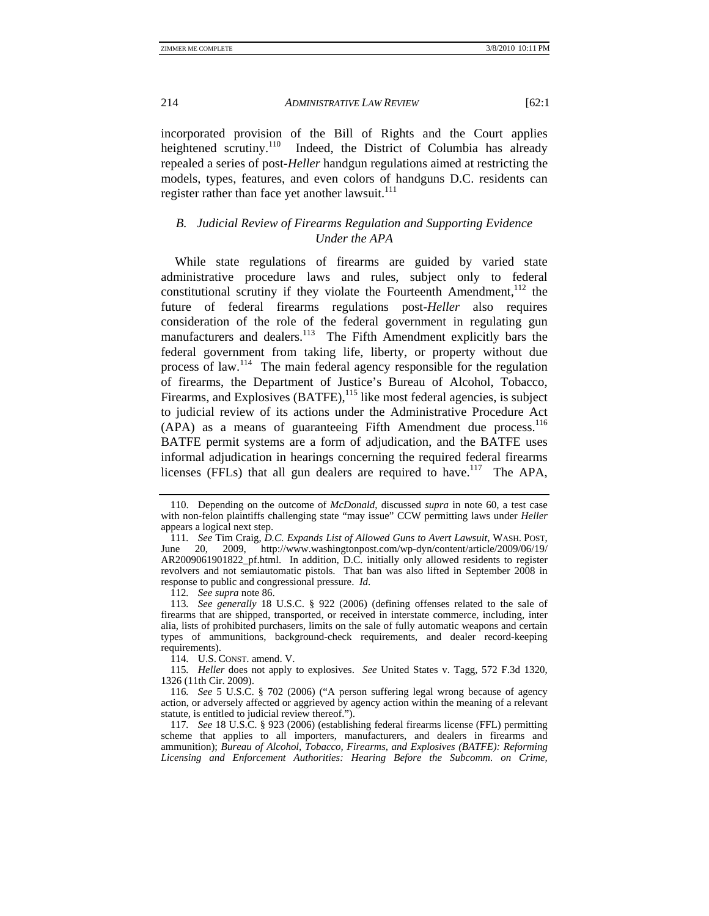incorporated provision of the Bill of Rights and the Court applies heightened scrutiny.[110] Indeed, the District of Columbia has already repealed a series of post-*Heller* handgun regulations aimed at restricting the models, types, features, and even colors of handguns D.C. residents can register rather than face yet another lawsuit.[111]

### *B. Judicial Review of Firearms Regulation and Supporting Evidence Under the APA*

While state regulations of firearms are guided by varied state administrative procedure laws and rules, subject only to federal constitutional scrutiny if they violate the Fourteenth Amendment,[112] the future of federal firearms regulations post-*Heller* also requires consideration of the role of the federal government in regulating gun manufacturers and dealers.[113] The Fifth Amendment explicitly bars the federal government from taking life, liberty, or property without due process of law.[114] The main federal agency responsible for the regulation of firearms, the Department of Justice's Bureau of Alcohol, Tobacco, Firearms, and Explosives (BATFE),[115] like most federal agencies, is subject to judicial review of its actions under the Administrative Procedure Act (APA) as a means of guaranteeing Fifth Amendment due process.[116] BATFE permit systems are a form of adjudication, and the BATFE uses informal adjudication in hearings concerning the required federal firearms licenses (FFLs) that all gun dealers are required to have.[117] The APA,

---

110. Depending on the outcome of *McDonald*, discussed *supra* in note 60, a test case with non-felon plaintiffs challenging state "may issue" CCW permitting laws under *Heller* appears a logical next step.

111. *See* Tim Craig, *D.C. Expands List of Allowed Guns to Avert Lawsuit*, WASH. POST, June 20, 2009, http://www.washingtonpost.com/wp-dyn/content/article/2009/06/19/AR2009061901822_pf.html. In addition, D.C. initially only allowed residents to register revolvers and not semiautomatic pistols. That ban was also lifted in September 2008 in response to public and congressional pressure. *Id*.

112. *See supra* note 86.

113. *See generally* 18 U.S.C. § 922 (2006) (defining offenses related to the sale of firearms that are shipped, transported, or received in interstate commerce, including, inter alia, lists of prohibited purchasers, limits on the sale of fully automatic weapons and certain types of ammunitions, background-check requirements, and dealer record-keeping requirements).

114. U.S. CONST. amend. V.

115. *Heller* does not apply to explosives. *See* United States v. Tagg, 572 F.3d 1320, 1326 (11th Cir. 2009).

116. *See* 5 U.S.C. § 702 (2006) ("A person suffering legal wrong because of agency action, or adversely affected or aggrieved by agency action within the meaning of a relevant statute, is entitled to judicial review thereof.").

117. *See* 18 U.S.C. § 923 (2006) (establishing federal firearms license (FFL) permitting scheme that applies to all importers, manufacturers, and dealers in firearms and ammunition); *Bureau of Alcohol, Tobacco, Firearms, and Explosives (BATFE): Reforming Licensing and Enforcement Authorities: Hearing Before the Subcomm. on Crime,*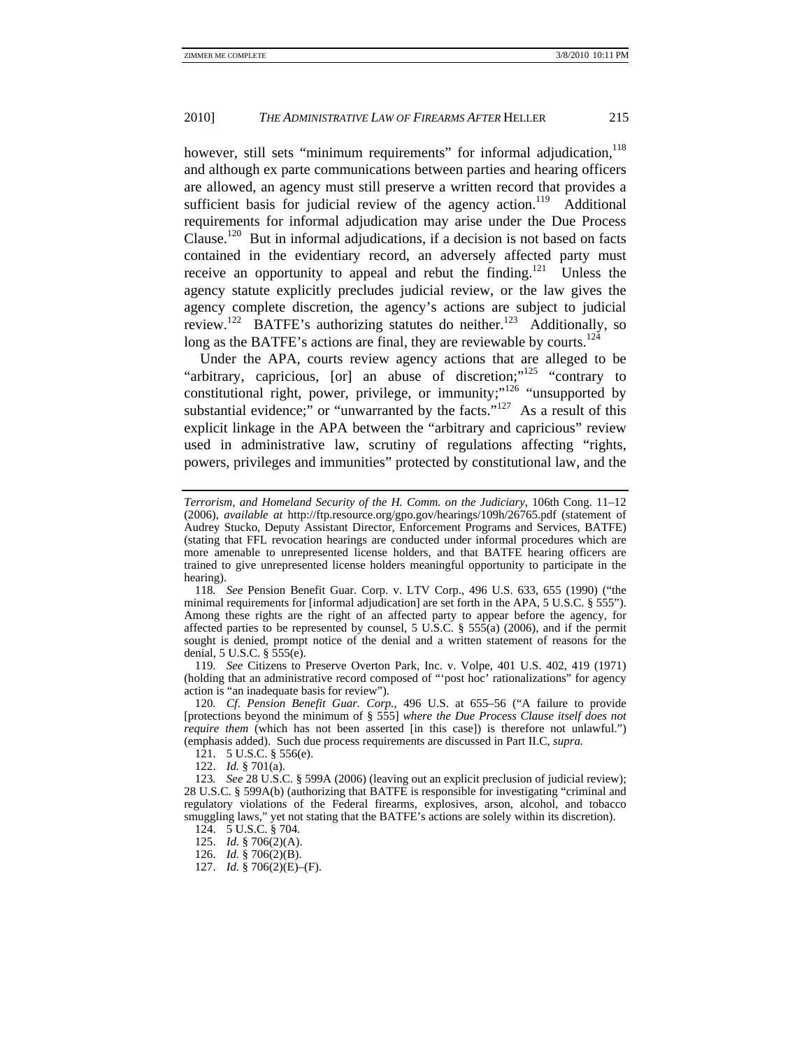however, still sets "minimum requirements" for informal adjudication,[118] and although ex parte communications between parties and hearing officers are allowed, an agency must still preserve a written record that provides a sufficient basis for judicial review of the agency action.[119] Additional requirements for informal adjudication may arise under the Due Process Clause.[120] But in informal adjudications, if a decision is not based on facts contained in the evidentiary record, an adversely affected party must receive an opportunity to appeal and rebut the finding.[121] Unless the agency statute explicitly precludes judicial review, or the law gives the agency complete discretion, the agency's actions are subject to judicial review.[122] BATFE's authorizing statutes do neither.[123] Additionally, so long as the BATFE's actions are final, they are reviewable by courts.[124]

Under the APA, courts review agency actions that are alleged to be "arbitrary, capricious, [or] an abuse of discretion;"[125] "contrary to constitutional right, power, privilege, or immunity;"[126] "unsupported by substantial evidence;" or "unwarranted by the facts."[127] As a result of this explicit linkage in the APA between the "arbitrary and capricious" review used in administrative law, scrutiny of regulations affecting "rights, powers, privileges and immunities" protected by constitutional law, and the

---

*Terrorism, and Homeland Security of the H. Comm. on the Judiciary*, 106th Cong. 11–12 (2006), *available at* http://ftp.resource.org/gpo.gov/hearings/109h/26765.pdf (statement of Audrey Stucko, Deputy Assistant Director, Enforcement Programs and Services, BATFE) (stating that FFL revocation hearings are conducted under informal procedures which are more amenable to unrepresented license holders, and that BATFE hearing officers are trained to give unrepresented license holders meaningful opportunity to participate in the hearing).

118. *See* Pension Benefit Guar. Corp. v. LTV Corp., 496 U.S. 633, 655 (1990) ("the minimal requirements for [informal adjudication] are set forth in the APA, 5 U.S.C. § 555"). Among these rights are the right of an affected party to appear before the agency, for affected parties to be represented by counsel, 5 U.S.C. § 555(a) (2006), and if the permit sought is denied, prompt notice of the denial and a written statement of reasons for the denial, 5 U.S.C. § 555(e).

119. *See* Citizens to Preserve Overton Park, Inc. v. Volpe, 401 U.S. 402, 419 (1971) (holding that an administrative record composed of "'post hoc' rationalizations" for agency action is "an inadequate basis for review").

120. *Cf. Pension Benefit Guar. Corp.*, 496 U.S. at 655–56 ("A failure to provide [protections beyond the minimum of § 555] *where the Due Process Clause itself does not require them* (which has not been asserted [in this case]) is therefore not unlawful.") (emphasis added). Such due process requirements are discussed in Part II.C, *supra.*

121. 5 U.S.C. § 556(e).

122. *Id.* § 701(a).

123. *See* 28 U.S.C. § 599A (2006) (leaving out an explicit preclusion of judicial review); 28 U.S.C. § 599A(b) (authorizing that BATFE is responsible for investigating "criminal and regulatory violations of the Federal firearms, explosives, arson, alcohol, and tobacco smuggling laws," yet not stating that the BATFE's actions are solely within its discretion).

124. 5 U.S.C. § 704.

125. *Id.* § 706(2)(A).

126. *Id.* § 706(2)(B).

127. *Id.* § 706(2)(E)–(F).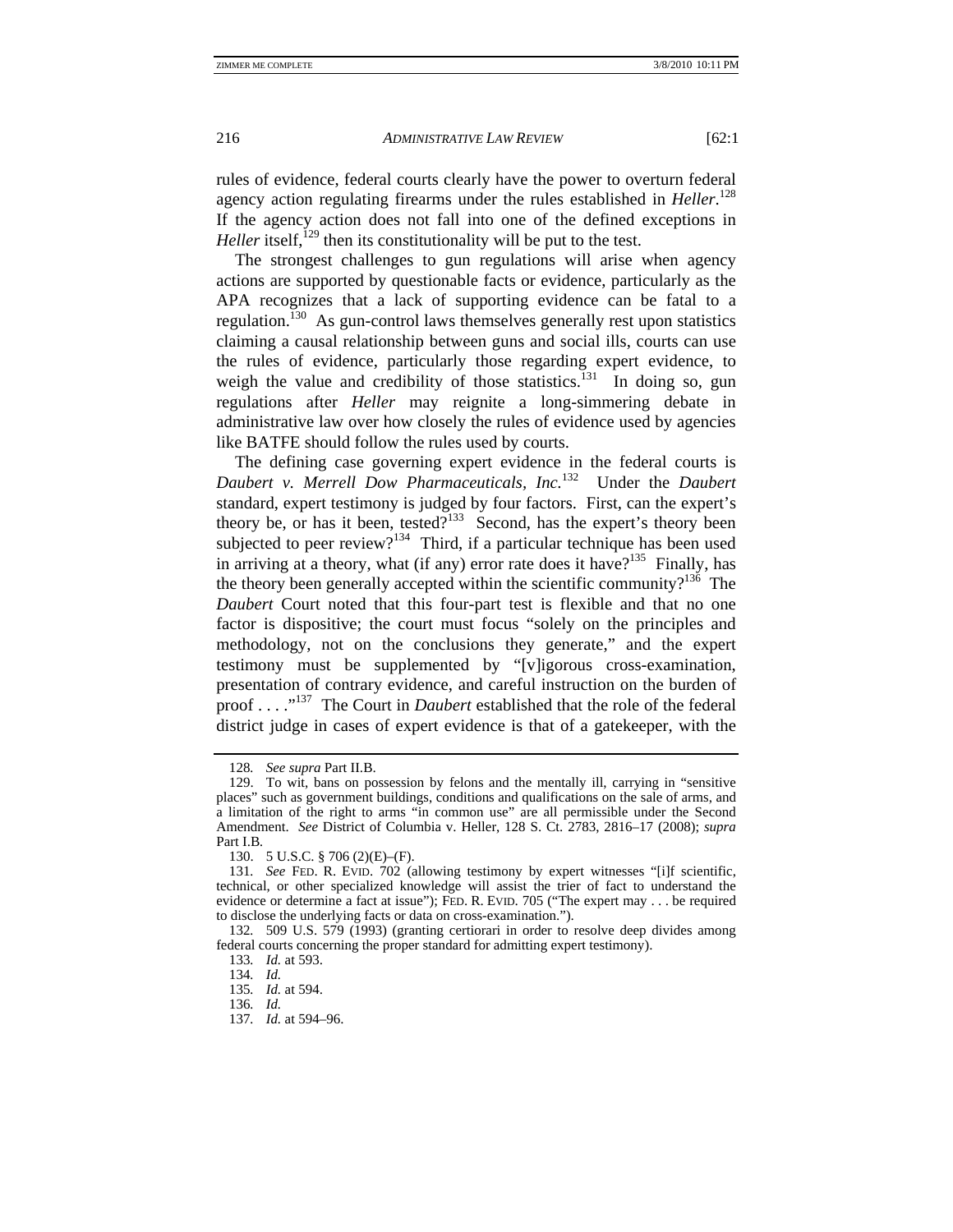rules of evidence, federal courts clearly have the power to overturn federal agency action regulating firearms under the rules established in *Heller*.[128] If the agency action does not fall into one of the defined exceptions in *Heller* itself,[129] then its constitutionality will be put to the test.

The strongest challenges to gun regulations will arise when agency actions are supported by questionable facts or evidence, particularly as the APA recognizes that a lack of supporting evidence can be fatal to a regulation.[130] As gun-control laws themselves generally rest upon statistics claiming a causal relationship between guns and social ills, courts can use the rules of evidence, particularly those regarding expert evidence, to weigh the value and credibility of those statistics.[131] In doing so, gun regulations after *Heller* may reignite a long-simmering debate in administrative law over how closely the rules of evidence used by agencies like BATFE should follow the rules used by courts.

The defining case governing expert evidence in the federal courts is *Daubert v. Merrell Dow Pharmaceuticals, Inc.*[132] Under the *Daubert* standard, expert testimony is judged by four factors. First, can the expert's theory be, or has it been, tested?[133] Second, has the expert's theory been subjected to peer review?[134] Third, if a particular technique has been used in arriving at a theory, what (if any) error rate does it have?[135] Finally, has the theory been generally accepted within the scientific community?[136] The *Daubert* Court noted that this four-part test is flexible and that no one factor is dispositive; the court must focus "solely on the principles and methodology, not on the conclusions they generate," and the expert testimony must be supplemented by "[v]igorous cross-examination, presentation of contrary evidence, and careful instruction on the burden of proof . . . ."[137] The Court in *Daubert* established that the role of the federal district judge in cases of expert evidence is that of a gatekeeper, with the

---

128. *See supra* Part II.B.

129. To wit, bans on possession by felons and the mentally ill, carrying in "sensitive places" such as government buildings, conditions and qualifications on the sale of arms, and a limitation of the right to arms "in common use" are all permissible under the Second Amendment. *See* District of Columbia v. Heller, 128 S. Ct. 2783, 2816–17 (2008); *supra* Part I.B.

130. 5 U.S.C. § 706 (2)(E)–(F).

131. *See* FED. R. EVID. 702 (allowing testimony by expert witnesses "[i]f scientific, technical, or other specialized knowledge will assist the trier of fact to understand the evidence or determine a fact at issue"); FED. R. EVID. 705 ("The expert may . . . be required to disclose the underlying facts or data on cross-examination.").

132. 509 U.S. 579 (1993) (granting certiorari in order to resolve deep divides among federal courts concerning the proper standard for admitting expert testimony).

133. *Id.* at 593.

134. *Id.*

135. *Id.* at 594.

136. *Id.*

137. *Id.* at 594–96.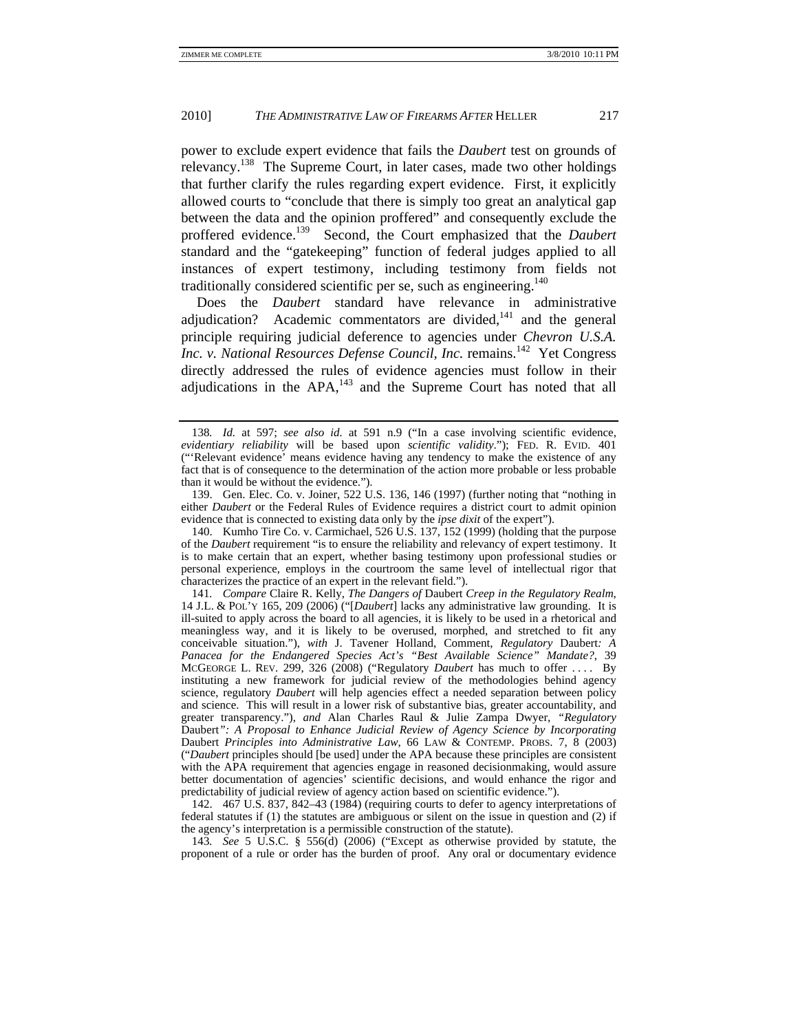power to exclude expert evidence that fails the *Daubert* test on grounds of relevancy.[138] The Supreme Court, in later cases, made two other holdings that further clarify the rules regarding expert evidence. First, it explicitly allowed courts to "conclude that there is simply too great an analytical gap between the data and the opinion proffered" and consequently exclude the proffered evidence.[139] Second, the Court emphasized that the *Daubert* standard and the "gatekeeping" function of federal judges applied to all instances of expert testimony, including testimony from fields not traditionally considered scientific per se, such as engineering.[140]

Does the *Daubert* standard have relevance in administrative adjudication? Academic commentators are divided,[141] and the general principle requiring judicial deference to agencies under *Chevron U.S.A. Inc. v. National Resources Defense Council, Inc.* remains.[142] Yet Congress directly addressed the rules of evidence agencies must follow in their adjudications in the APA,[143] and the Supreme Court has noted that all

---

138. *Id.* at 597; *see also id.* at 591 n.9 ("In a case involving scientific evidence, *evidentiary reliability* will be based upon *scientific validity*."); FED. R. EVID. 401 ("'Relevant evidence' means evidence having any tendency to make the existence of any fact that is of consequence to the determination of the action more probable or less probable than it would be without the evidence.").

139. Gen. Elec. Co. v. Joiner, 522 U.S. 136, 146 (1997) (further noting that "nothing in either *Daubert* or the Federal Rules of Evidence requires a district court to admit opinion evidence that is connected to existing data only by the *ipse dixit* of the expert").

140. Kumho Tire Co. v. Carmichael, 526 U.S. 137, 152 (1999) (holding that the purpose of the *Daubert* requirement "is to ensure the reliability and relevancy of expert testimony. It is to make certain that an expert, whether basing testimony upon professional studies or personal experience, employs in the courtroom the same level of intellectual rigor that characterizes the practice of an expert in the relevant field.").

141. *Compare* Claire R. Kelly, *The Dangers of* Daubert *Creep in the Regulatory Realm*, 14 J.L. & POL'Y 165, 209 (2006) ("[*Daubert*] lacks any administrative law grounding. It is ill-suited to apply across the board to all agencies, it is likely to be used in a rhetorical and meaningless way, and it is likely to be overused, morphed, and stretched to fit any conceivable situation."), *with* J. Tavener Holland, Comment, *Regulatory* Daubert*: A Panacea for the Endangered Species Act's "Best Available Science" Mandate?*, 39 MCGEORGE L. REV. 299, 326 (2008) ("Regulatory *Daubert* has much to offer . . . . By instituting a new framework for judicial review of the methodologies behind agency science, regulatory *Daubert* will help agencies effect a needed separation between policy and science. This will result in a lower risk of substantive bias, greater accountability, and greater transparency."), *and* Alan Charles Raul & Julie Zampa Dwyer, *"Regulatory* Daubert*": A Proposal to Enhance Judicial Review of Agency Science by Incorporating* Daubert *Principles into Administrative Law*, 66 LAW & CONTEMP. PROBS. 7, 8 (2003) ("*Daubert* principles should [be used] under the APA because these principles are consistent with the APA requirement that agencies engage in reasoned decisionmaking, would assure better documentation of agencies' scientific decisions, and would enhance the rigor and predictability of judicial review of agency action based on scientific evidence.").

142. 467 U.S. 837, 842–43 (1984) (requiring courts to defer to agency interpretations of federal statutes if (1) the statutes are ambiguous or silent on the issue in question and (2) if the agency's interpretation is a permissible construction of the statute).

143. *See* 5 U.S.C. § 556(d) (2006) ("Except as otherwise provided by statute, the proponent of a rule or order has the burden of proof. Any oral or documentary evidence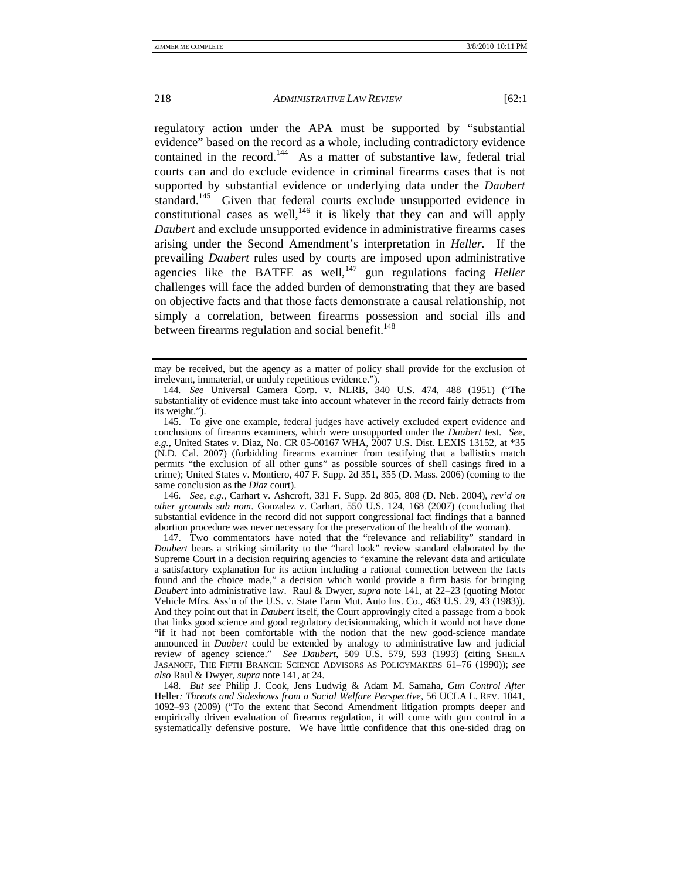regulatory action under the APA must be supported by "substantial evidence" based on the record as a whole, including contradictory evidence contained in the record.[144] As a matter of substantive law, federal trial courts can and do exclude evidence in criminal firearms cases that is not supported by substantial evidence or underlying data under the *Daubert* standard.[145] Given that federal courts exclude unsupported evidence in constitutional cases as well,[146] it is likely that they can and will apply *Daubert* and exclude unsupported evidence in administrative firearms cases arising under the Second Amendment's interpretation in *Heller.* If the prevailing *Daubert* rules used by courts are imposed upon administrative agencies like the BATFE as well,[147] gun regulations facing *Heller* challenges will face the added burden of demonstrating that they are based on objective facts and that those facts demonstrate a causal relationship, not simply a correlation, between firearms possession and social ills and between firearms regulation and social benefit.[148]

---

may be received, but the agency as a matter of policy shall provide for the exclusion of irrelevant, immaterial, or unduly repetitious evidence.").

144. *See* Universal Camera Corp. v. NLRB, 340 U.S. 474, 488 (1951) ("The substantiality of evidence must take into account whatever in the record fairly detracts from its weight.").

145. To give one example, federal judges have actively excluded expert evidence and conclusions of firearms examiners, which were unsupported under the *Daubert* test. *See, e.g.*, United States v. Diaz, No. CR 05-00167 WHA, 2007 U.S. Dist. LEXIS 13152, at *35 (N.D. Cal. 2007) (forbidding firearms examiner from testifying that a ballistics match permits "the exclusion of all other guns" as possible sources of shell casings fired in a crime); United States v. Montiero, 407 F. Supp. 2d 351, 355 (D. Mass. 2006) (coming to the same conclusion as the *Diaz* court).

146. *See, e.g.*, Carhart v. Ashcroft, 331 F. Supp. 2d 805, 808 (D. Neb. 2004), *rev'd on other grounds sub nom*. Gonzalez v. Carhart, 550 U.S. 124, 168 (2007) (concluding that substantial evidence in the record did not support congressional fact findings that a banned abortion procedure was never necessary for the preservation of the health of the woman).

147. Two commentators have noted that the "relevance and reliability" standard in *Daubert* bears a striking similarity to the "hard look" review standard elaborated by the Supreme Court in a decision requiring agencies to "examine the relevant data and articulate a satisfactory explanation for its action including a rational connection between the facts found and the choice made," a decision which would provide a firm basis for bringing *Daubert* into administrative law. Raul & Dwyer, *supra* note 141, at 22–23 (quoting Motor Vehicle Mfrs. Ass'n of the U.S. v. State Farm Mut. Auto Ins. Co., 463 U.S. 29, 43 (1983)). And they point out that in *Daubert* itself, the Court approvingly cited a passage from a book that links good science and good regulatory decisionmaking, which it would not have done "if it had not been comfortable with the notion that the new good-science mandate announced in *Daubert* could be extended by analogy to administrative law and judicial review of agency science." *See Daubert*, 509 U.S. 579, 593 (1993) (citing SHEILA JASANOFF, THE FIFTH BRANCH: SCIENCE ADVISORS AS POLICYMAKERS 61–76 (1990)); *see also* Raul & Dwyer, *supra* note 141, at 24.

148. *But see* Philip J. Cook, Jens Ludwig & Adam M. Samaha, *Gun Control After* Heller*: Threats and Sideshows from a Social Welfare Perspective*, 56 UCLA L. REV. 1041, 1092–93 (2009) ("To the extent that Second Amendment litigation prompts deeper and empirically driven evaluation of firearms regulation, it will come with gun control in a systematically defensive posture. We have little confidence that this one-sided drag on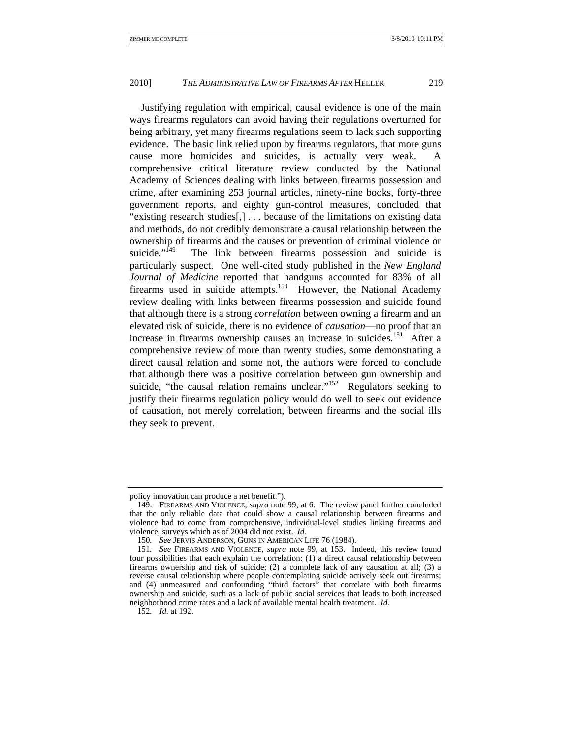Justifying regulation with empirical, causal evidence is one of the main ways firearms regulators can avoid having their regulations overturned for being arbitrary, yet many firearms regulations seem to lack such supporting evidence. The basic link relied upon by firearms regulators, that more guns cause more homicides and suicides, is actually very weak. A comprehensive critical literature review conducted by the National Academy of Sciences dealing with links between firearms possession and crime, after examining 253 journal articles, ninety-nine books, forty-three government reports, and eighty gun-control measures, concluded that "existing research studies[,] . . . because of the limitations on existing data and methods, do not credibly demonstrate a causal relationship between the ownership of firearms and the causes or prevention of criminal violence or suicide."[149] The link between firearms possession and suicide is particularly suspect. One well-cited study published in the *New England Journal of Medicine* reported that handguns accounted for 83% of all firearms used in suicide attempts.[150] However, the National Academy review dealing with links between firearms possession and suicide found that although there is a strong *correlation* between owning a firearm and an elevated risk of suicide, there is no evidence of *causation*—no proof that an increase in firearms ownership causes an increase in suicides.[151] After a comprehensive review of more than twenty studies, some demonstrating a direct causal relation and some not, the authors were forced to conclude that although there was a positive correlation between gun ownership and suicide, "the causal relation remains unclear."[152] Regulators seeking to justify their firearms regulation policy would do well to seek out evidence of causation, not merely correlation, between firearms and the social ills they seek to prevent.

---

policy innovation can produce a net benefit.").

149. FIREARMS AND VIOLENCE, *supra* note 99, at 6. The review panel further concluded that the only reliable data that could show a causal relationship between firearms and violence had to come from comprehensive, individual-level studies linking firearms and violence, surveys which as of 2004 did not exist. *Id.*

150. *See* JERVIS ANDERSON, GUNS IN AMERICAN LIFE 76 (1984).

151. *See* FIREARMS AND VIOLENCE, *supra* note 99, at 153. Indeed, this review found four possibilities that each explain the correlation: (1) a direct causal relationship between firearms ownership and risk of suicide; (2) a complete lack of any causation at all; (3) a reverse causal relationship where people contemplating suicide actively seek out firearms; and (4) unmeasured and confounding "third factors" that correlate with both firearms ownership and suicide, such as a lack of public social services that leads to both increased neighborhood crime rates and a lack of available mental health treatment. *Id.*

152. *Id.* at 192.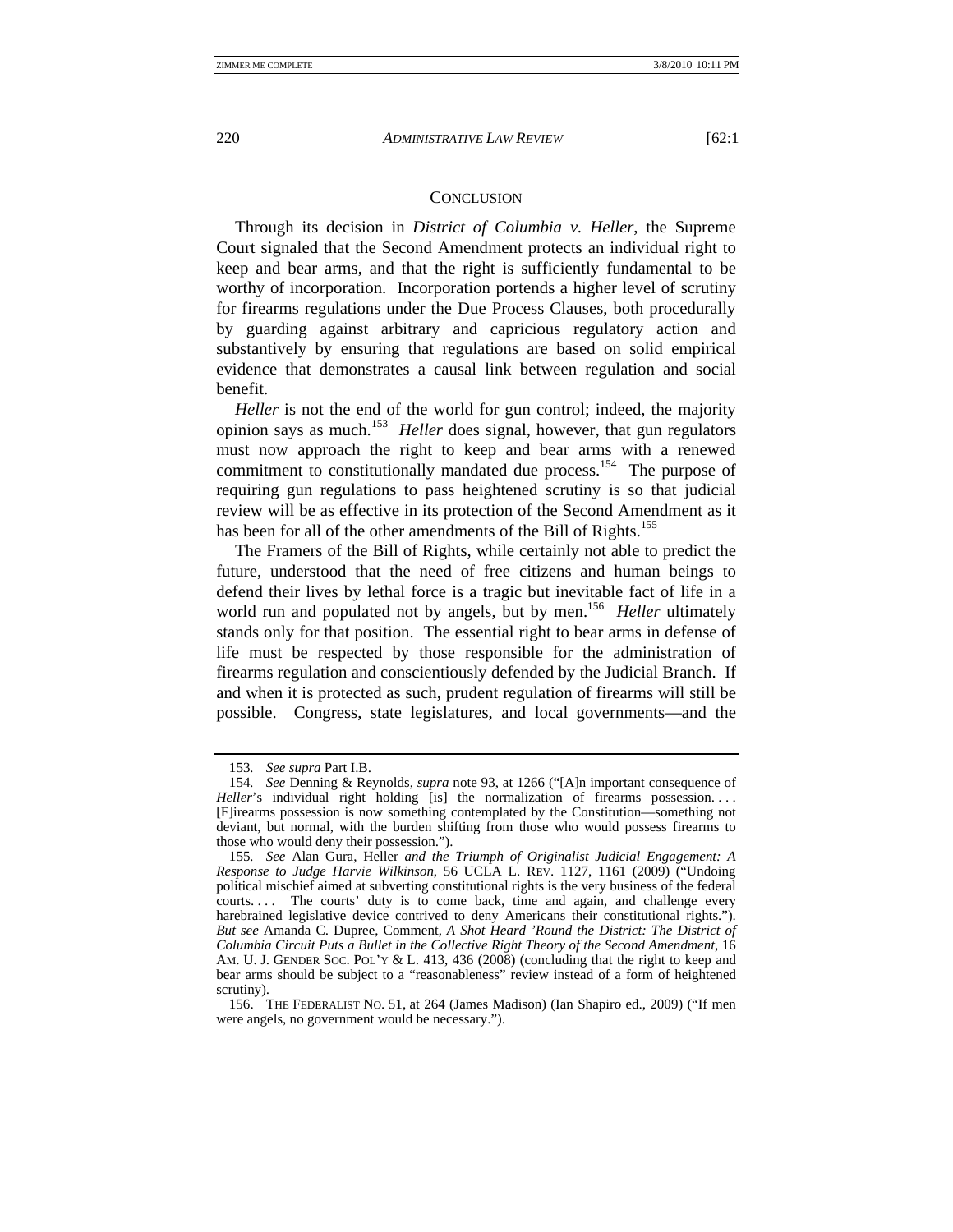## CONCLUSION

Through its decision in *District of Columbia v. Heller*, the Supreme Court signaled that the Second Amendment protects an individual right to keep and bear arms, and that the right is sufficiently fundamental to be worthy of incorporation. Incorporation portends a higher level of scrutiny for firearms regulations under the Due Process Clauses, both procedurally by guarding against arbitrary and capricious regulatory action and substantively by ensuring that regulations are based on solid empirical evidence that demonstrates a causal link between regulation and social benefit.

*Heller* is not the end of the world for gun control; indeed, the majority opinion says as much.[153] *Heller* does signal, however, that gun regulators must now approach the right to keep and bear arms with a renewed commitment to constitutionally mandated due process.[154] The purpose of requiring gun regulations to pass heightened scrutiny is so that judicial review will be as effective in its protection of the Second Amendment as it has been for all of the other amendments of the Bill of Rights.[155]

The Framers of the Bill of Rights, while certainly not able to predict the future, understood that the need of free citizens and human beings to defend their lives by lethal force is a tragic but inevitable fact of life in a world run and populated not by angels, but by men.[156] *Heller* ultimately stands only for that position. The essential right to bear arms in defense of life must be respected by those responsible for the administration of firearms regulation and conscientiously defended by the Judicial Branch. If and when it is protected as such, prudent regulation of firearms will still be possible. Congress, state legislatures, and local governments—and the

---

153. *See supra* Part I.B.

154. *See* Denning & Reynolds, *supra* note 93, at 1266 ("[A]n important consequence of *Heller*'s individual right holding [is] the normalization of firearms possession. . . . [F]irearms possession is now something contemplated by the Constitution—something not deviant, but normal, with the burden shifting from those who would possess firearms to those who would deny their possession.").

155. *See* Alan Gura, Heller *and the Triumph of Originalist Judicial Engagement: A Response to Judge Harvie Wilkinson*, 56 UCLA L. REV. 1127, 1161 (2009) ("Undoing political mischief aimed at subverting constitutional rights is the very business of the federal courts. . . . The courts' duty is to come back, time and again, and challenge every harebrained legislative device contrived to deny Americans their constitutional rights."). *But see* Amanda C. Dupree, Comment, *A Shot Heard 'Round the District: The District of Columbia Circuit Puts a Bullet in the Collective Right Theory of the Second Amendment*, 16 AM. U. J. GENDER SOC. POL'Y & L. 413, 436 (2008) (concluding that the right to keep and bear arms should be subject to a "reasonableness" review instead of a form of heightened scrutiny).

156. THE FEDERALIST NO. 51, at 264 (James Madison) (Ian Shapiro ed., 2009) ("If men were angels, no government would be necessary.").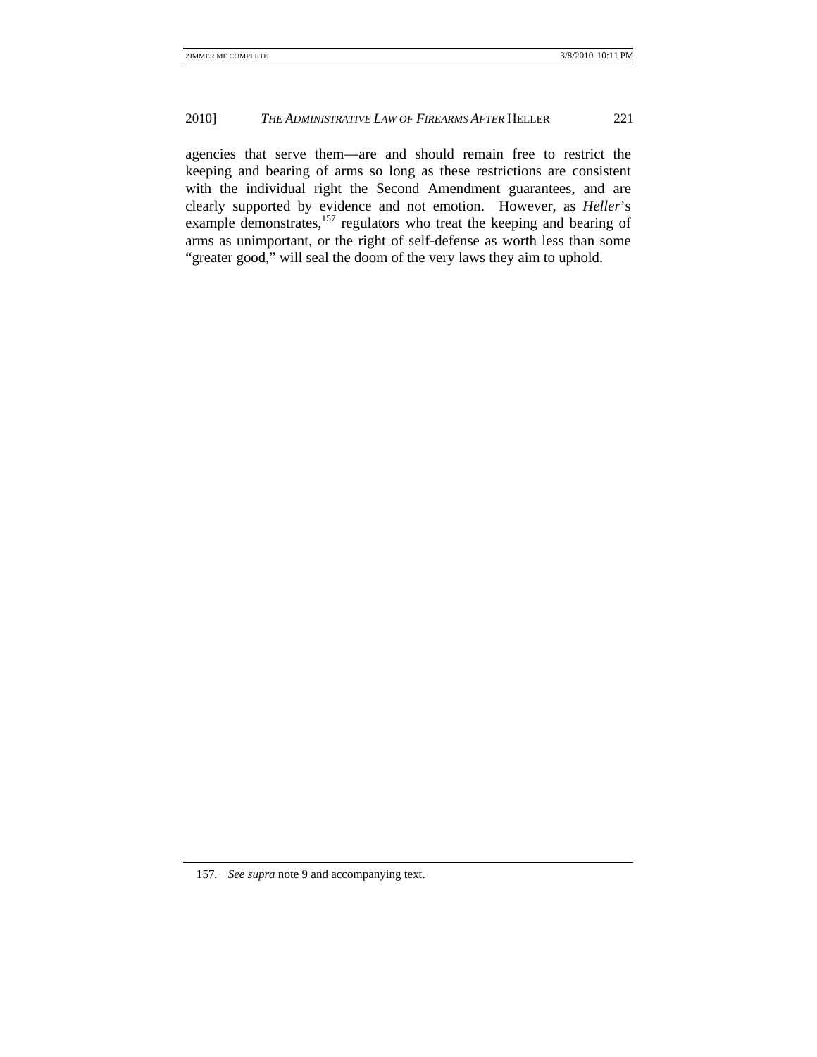agencies that serve them—are and should remain free to restrict the keeping and bearing of arms so long as these restrictions are consistent with the individual right the Second Amendment guarantees, and are clearly supported by evidence and not emotion. However, as *Heller*'s example demonstrates,[157] regulators who treat the keeping and bearing of arms as unimportant, or the right of self-defense as worth less than some "greater good," will seal the doom of the very laws they aim to uphold.

157. *See supra* note 9 and accompanying text.